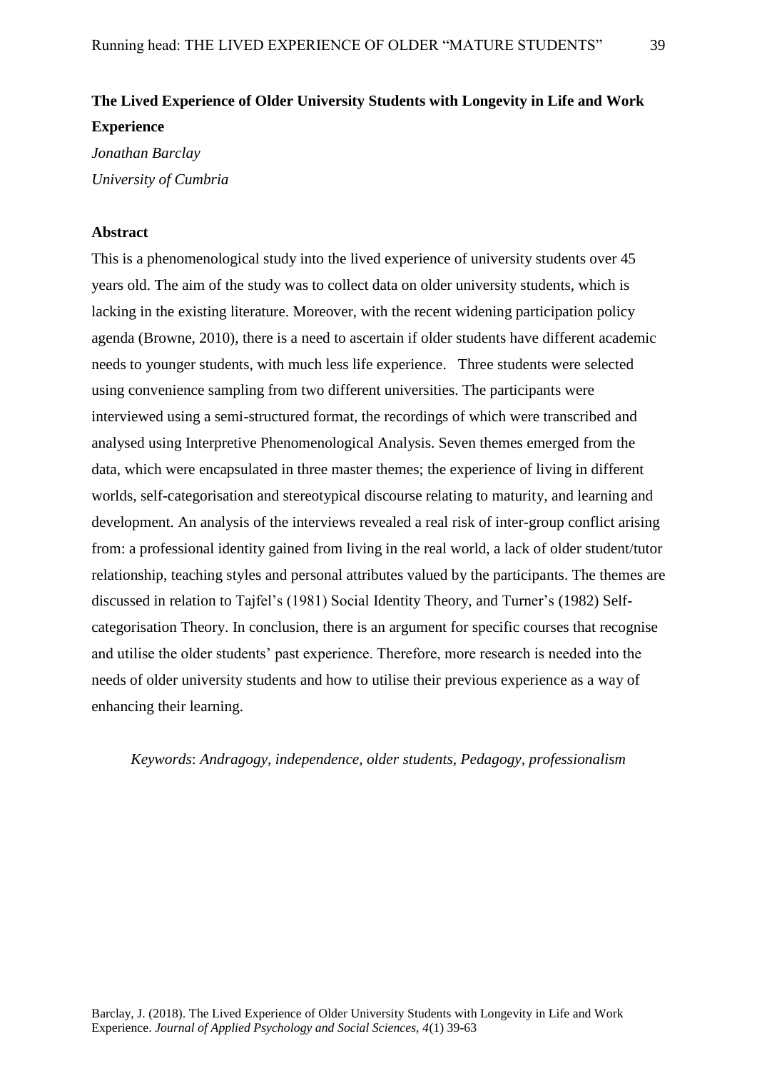# The Lived Experience of Older University Students with Longevity in Life and Work Experience

*Jonathan Barclay*

*University of Cumbria*

## Abstract

This is a phenomenological study into the lived experience of university students over 45 years old. The aim of the study was to collect data on older university students, which is lacking in the existing literature. Moreover, with the recent widening participation policy agenda (Browne, 2010), there is a need to ascertain if older students have different academic needs to younger students, with much less life experience. Three students were selected using convenience sampling from two different universities. The participants were interviewed using a semi-structured format, the recordings of which were transcribed and analysed using Interpretive Phenomenological Analysis. Seven themes emerged from the data, which were encapsulated in three master themes; the experience of living in different worlds, self-categorisation and stereotypical discourse relating to maturity, and learning and development. An analysis of the interviews revealed a real risk of inter-group conflict arising from: a professional identity gained from living in the real world, a lack of older student/tutor relationship, teaching styles and personal attributes valued by the participants. The themes are discussed in relation to Tajfel's (1981) Social Identity Theory, and Turner's (1982) Self-categorisation Theory. In conclusion, there is an argument for specific courses that recognise and utilise the older students' past experience. Therefore, more research is needed into the needs of older university students and how to utilise their previous experience as a way of enhancing their learning.

*Keywords*: *Andragogy, independence, older students, Pedagogy, professionalism*

Barclay, J. (2018). The Lived Experience of Older University Students with Longevity in Life and Work Experience. *Journal of Applied Psychology and Social Sciences, 4*(1) 39-63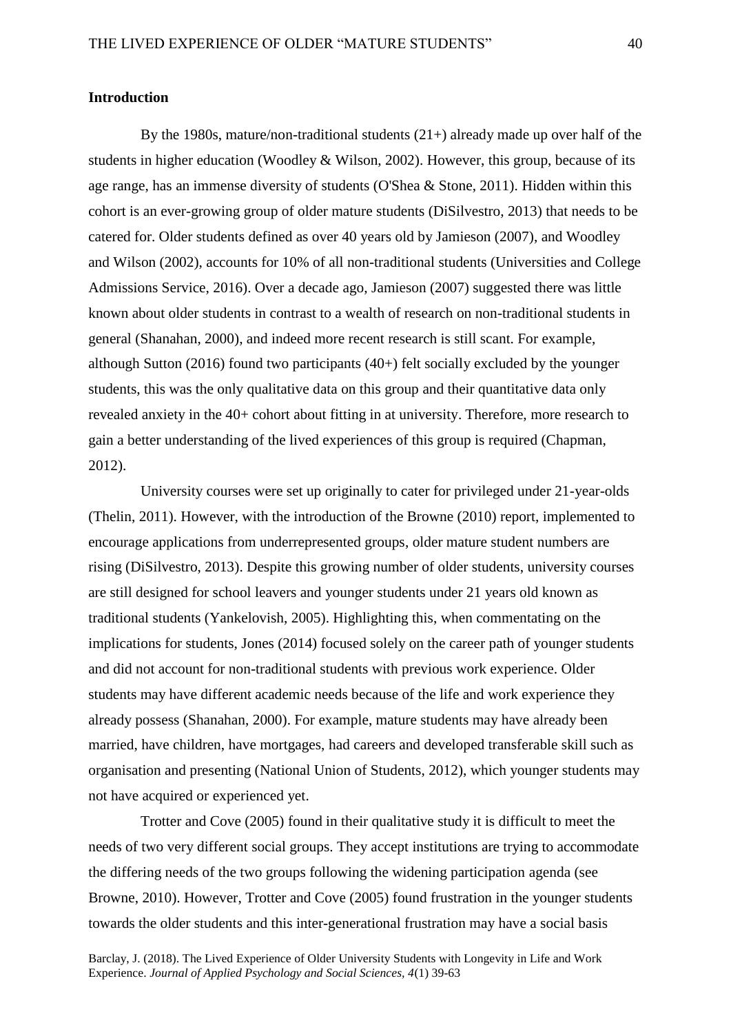## Introduction

By the 1980s, mature/non-traditional students (21+) already made up over half of the students in higher education (Woodley & Wilson, 2002). However, this group, because of its age range, has an immense diversity of students (O'Shea & Stone, 2011). Hidden within this cohort is an ever-growing group of older mature students (DiSilvestro, 2013) that needs to be catered for. Older students defined as over 40 years old by Jamieson (2007), and Woodley and Wilson (2002), accounts for 10% of all non-traditional students (Universities and College Admissions Service, 2016). Over a decade ago, Jamieson (2007) suggested there was little known about older students in contrast to a wealth of research on non-traditional students in general (Shanahan, 2000), and indeed more recent research is still scant. For example, although Sutton (2016) found two participants (40+) felt socially excluded by the younger students, this was the only qualitative data on this group and their quantitative data only revealed anxiety in the 40+ cohort about fitting in at university. Therefore, more research to gain a better understanding of the lived experiences of this group is required (Chapman, 2012).

University courses were set up originally to cater for privileged under 21-year-olds (Thelin, 2011). However, with the introduction of the Browne (2010) report, implemented to encourage applications from underrepresented groups, older mature student numbers are rising (DiSilvestro, 2013). Despite this growing number of older students, university courses are still designed for school leavers and younger students under 21 years old known as traditional students (Yankelovish, 2005). Highlighting this, when commentating on the implications for students, Jones (2014) focused solely on the career path of younger students and did not account for non-traditional students with previous work experience. Older students may have different academic needs because of the life and work experience they already possess (Shanahan, 2000). For example, mature students may have already been married, have children, have mortgages, had careers and developed transferable skill such as organisation and presenting (National Union of Students, 2012), which younger students may not have acquired or experienced yet.

Trotter and Cove (2005) found in their qualitative study it is difficult to meet the needs of two very different social groups. They accept institutions are trying to accommodate the differing needs of the two groups following the widening participation agenda (see Browne, 2010). However, Trotter and Cove (2005) found frustration in the younger students towards the older students and this inter-generational frustration may have a social basis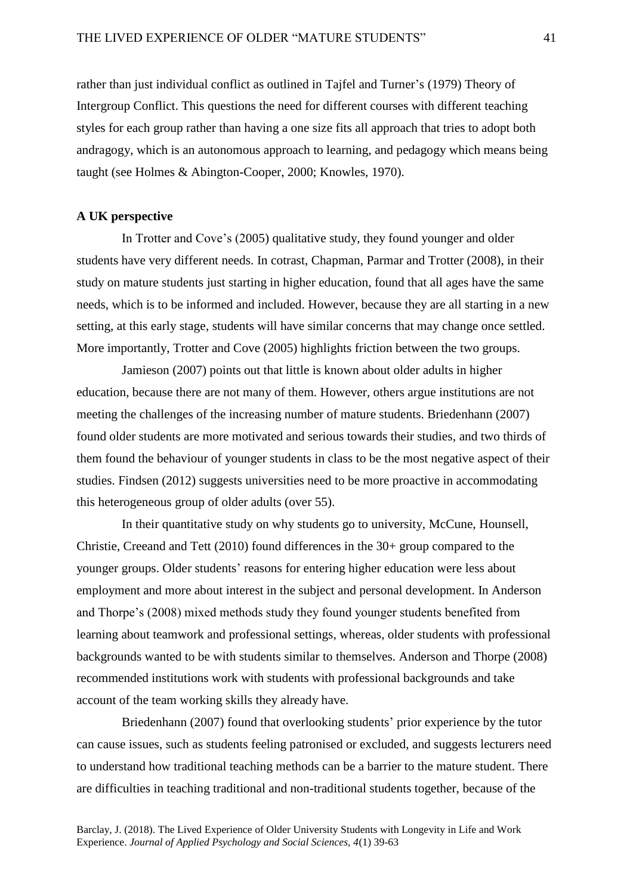rather than just individual conflict as outlined in Tajfel and Turner's (1979) Theory of Intergroup Conflict. This questions the need for different courses with different teaching styles for each group rather than having a one size fits all approach that tries to adopt both andragogy, which is an autonomous approach to learning, and pedagogy which means being taught (see Holmes & Abington-Cooper, 2000; Knowles, 1970).

**A UK perspective**

In Trotter and Cove's (2005) qualitative study, they found younger and older students have very different needs. In cotrast, Chapman, Parmar and Trotter (2008), in their study on mature students just starting in higher education, found that all ages have the same needs, which is to be informed and included. However, because they are all starting in a new setting, at this early stage, students will have similar concerns that may change once settled. More importantly, Trotter and Cove (2005) highlights friction between the two groups.

Jamieson (2007) points out that little is known about older adults in higher education, because there are not many of them. However, others argue institutions are not meeting the challenges of the increasing number of mature students. Briedenhann (2007) found older students are more motivated and serious towards their studies, and two thirds of them found the behaviour of younger students in class to be the most negative aspect of their studies. Findsen (2012) suggests universities need to be more proactive in accommodating this heterogeneous group of older adults (over 55).

In their quantitative study on why students go to university, McCune, Hounsell, Christie, Creeand and Tett (2010) found differences in the 30+ group compared to the younger groups. Older students' reasons for entering higher education were less about employment and more about interest in the subject and personal development. In Anderson and Thorpe's (2008) mixed methods study they found younger students benefited from learning about teamwork and professional settings, whereas, older students with professional backgrounds wanted to be with students similar to themselves. Anderson and Thorpe (2008) recommended institutions work with students with professional backgrounds and take account of the team working skills they already have.

Briedenhann (2007) found that overlooking students' prior experience by the tutor can cause issues, such as students feeling patronised or excluded, and suggests lecturers need to understand how traditional teaching methods can be a barrier to the mature student. There are difficulties in teaching traditional and non-traditional students together, because of the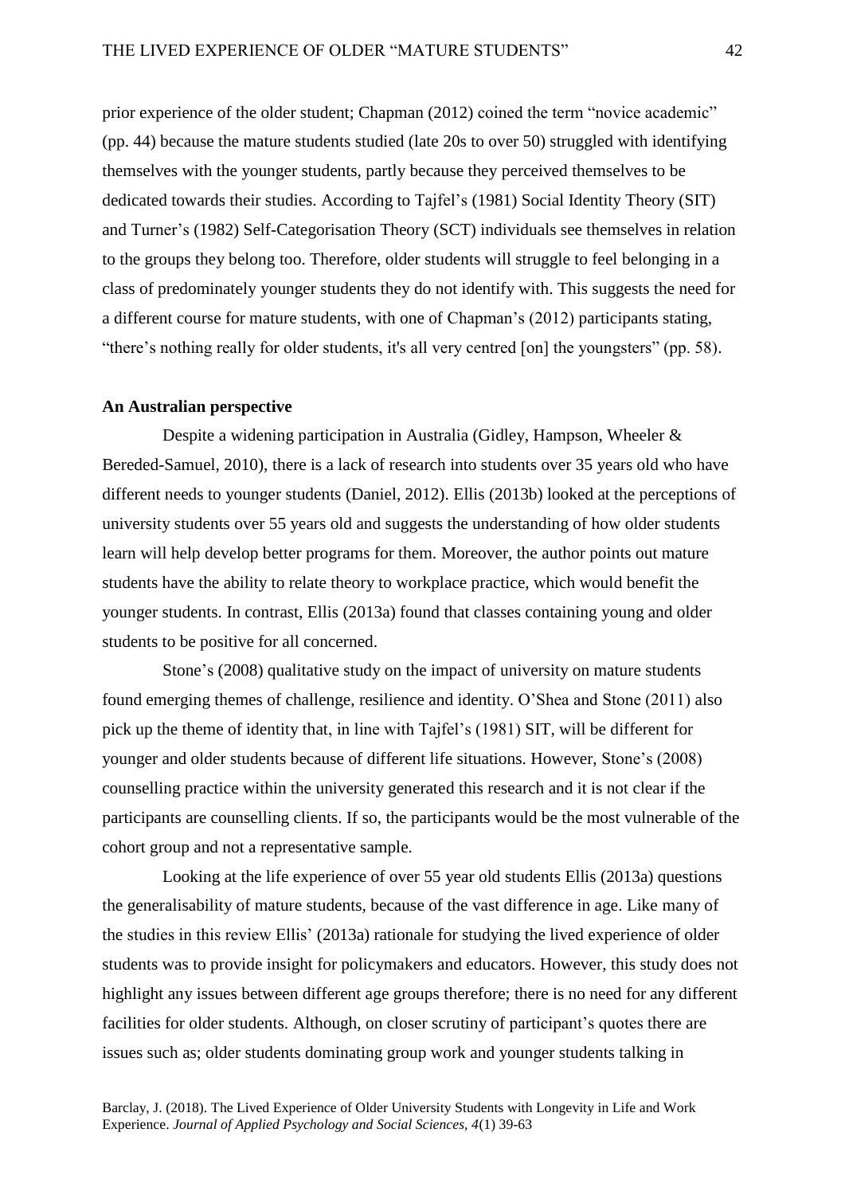prior experience of the older student; Chapman (2012) coined the term "novice academic" (pp. 44) because the mature students studied (late 20s to over 50) struggled with identifying themselves with the younger students, partly because they perceived themselves to be dedicated towards their studies. According to Tajfel's (1981) Social Identity Theory (SIT) and Turner's (1982) Self-Categorisation Theory (SCT) individuals see themselves in relation to the groups they belong too. Therefore, older students will struggle to feel belonging in a class of predominately younger students they do not identify with. This suggests the need for a different course for mature students, with one of Chapman's (2012) participants stating, "there's nothing really for older students, it's all very centred [on] the youngsters" (pp. 58).

**An Australian perspective**

Despite a widening participation in Australia (Gidley, Hampson, Wheeler & Bereded-Samuel, 2010), there is a lack of research into students over 35 years old who have different needs to younger students (Daniel, 2012). Ellis (2013b) looked at the perceptions of university students over 55 years old and suggests the understanding of how older students learn will help develop better programs for them. Moreover, the author points out mature students have the ability to relate theory to workplace practice, which would benefit the younger students. In contrast, Ellis (2013a) found that classes containing young and older students to be positive for all concerned.

Stone's (2008) qualitative study on the impact of university on mature students found emerging themes of challenge, resilience and identity. O'Shea and Stone (2011) also pick up the theme of identity that, in line with Tajfel's (1981) SIT, will be different for younger and older students because of different life situations. However, Stone's (2008) counselling practice within the university generated this research and it is not clear if the participants are counselling clients. If so, the participants would be the most vulnerable of the cohort group and not a representative sample.

Looking at the life experience of over 55 year old students Ellis (2013a) questions the generalisability of mature students, because of the vast difference in age. Like many of the studies in this review Ellis' (2013a) rationale for studying the lived experience of older students was to provide insight for policymakers and educators. However, this study does not highlight any issues between different age groups therefore; there is no need for any different facilities for older students. Although, on closer scrutiny of participant's quotes there are issues such as; older students dominating group work and younger students talking in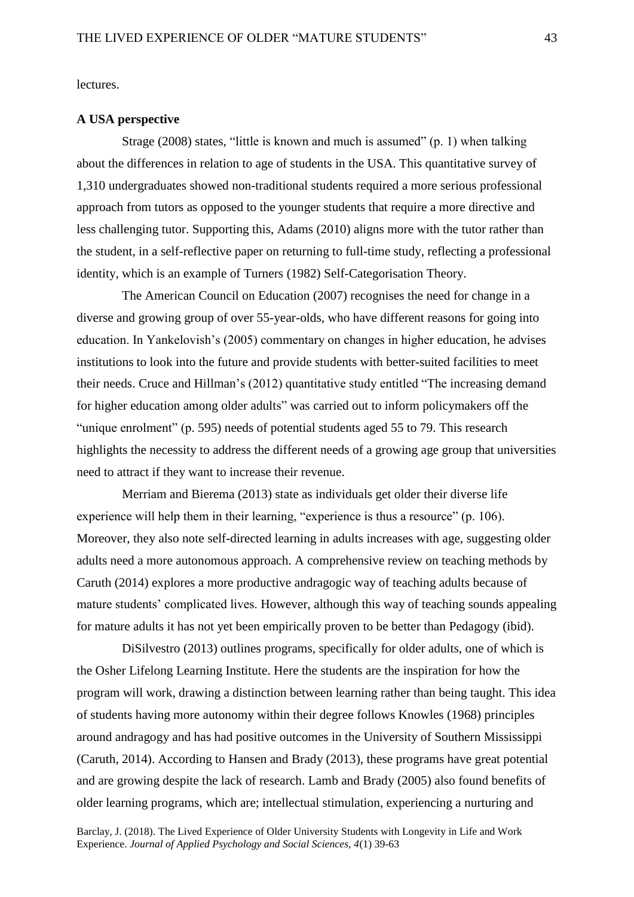lectures.

**A USA perspective**

Strage (2008) states, "little is known and much is assumed" (p. 1) when talking about the differences in relation to age of students in the USA. This quantitative survey of 1,310 undergraduates showed non-traditional students required a more serious professional approach from tutors as opposed to the younger students that require a more directive and less challenging tutor. Supporting this, Adams (2010) aligns more with the tutor rather than the student, in a self-reflective paper on returning to full-time study, reflecting a professional identity, which is an example of Turners (1982) Self-Categorisation Theory.

The American Council on Education (2007) recognises the need for change in a diverse and growing group of over 55-year-olds, who have different reasons for going into education. In Yankelovish's (2005) commentary on changes in higher education, he advises institutions to look into the future and provide students with better-suited facilities to meet their needs. Cruce and Hillman's (2012) quantitative study entitled "The increasing demand for higher education among older adults" was carried out to inform policymakers off the "unique enrolment" (p. 595) needs of potential students aged 55 to 79. This research highlights the necessity to address the different needs of a growing age group that universities need to attract if they want to increase their revenue.

Merriam and Bierema (2013) state as individuals get older their diverse life experience will help them in their learning, "experience is thus a resource" (p. 106). Moreover, they also note self-directed learning in adults increases with age, suggesting older adults need a more autonomous approach. A comprehensive review on teaching methods by Caruth (2014) explores a more productive andragogic way of teaching adults because of mature students' complicated lives. However, although this way of teaching sounds appealing for mature adults it has not yet been empirically proven to be better than Pedagogy (ibid).

DiSilvestro (2013) outlines programs, specifically for older adults, one of which is the Osher Lifelong Learning Institute. Here the students are the inspiration for how the program will work, drawing a distinction between learning rather than being taught. This idea of students having more autonomy within their degree follows Knowles (1968) principles around andragogy and has had positive outcomes in the University of Southern Mississippi (Caruth, 2014). According to Hansen and Brady (2013), these programs have great potential and are growing despite the lack of research. Lamb and Brady (2005) also found benefits of older learning programs, which are; intellectual stimulation, experiencing a nurturing and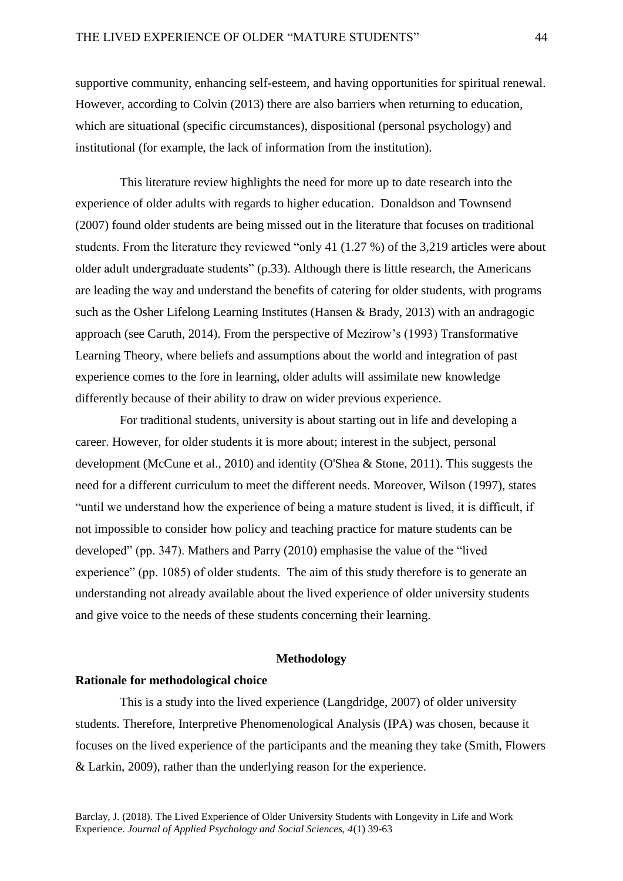supportive community, enhancing self-esteem, and having opportunities for spiritual renewal. However, according to Colvin (2013) there are also barriers when returning to education, which are situational (specific circumstances), dispositional (personal psychology) and institutional (for example, the lack of information from the institution).

This literature review highlights the need for more up to date research into the experience of older adults with regards to higher education. Donaldson and Townsend (2007) found older students are being missed out in the literature that focuses on traditional students. From the literature they reviewed "only 41 (1.27 %) of the 3,219 articles were about older adult undergraduate students" (p.33). Although there is little research, the Americans are leading the way and understand the benefits of catering for older students, with programs such as the Osher Lifelong Learning Institutes (Hansen & Brady, 2013) with an andragogic approach (see Caruth, 2014). From the perspective of Mezirow's (1993) Transformative Learning Theory, where beliefs and assumptions about the world and integration of past experience comes to the fore in learning, older adults will assimilate new knowledge differently because of their ability to draw on wider previous experience.

For traditional students, university is about starting out in life and developing a career. However, for older students it is more about; interest in the subject, personal development (McCune et al., 2010) and identity (O'Shea & Stone, 2011). This suggests the need for a different curriculum to meet the different needs. Moreover, Wilson (1997), states "until we understand how the experience of being a mature student is lived, it is difficult, if not impossible to consider how policy and teaching practice for mature students can be developed" (pp. 347). Mathers and Parry (2010) emphasise the value of the "lived experience" (pp. 1085) of older students. The aim of this study therefore is to generate an understanding not already available about the lived experience of older university students and give voice to the needs of these students concerning their learning.

## Methodology

### Rationale for methodological choice

This is a study into the lived experience (Langdridge, 2007) of older university students. Therefore, Interpretive Phenomenological Analysis (IPA) was chosen, because it focuses on the lived experience of the participants and the meaning they take (Smith, Flowers & Larkin, 2009), rather than the underlying reason for the experience.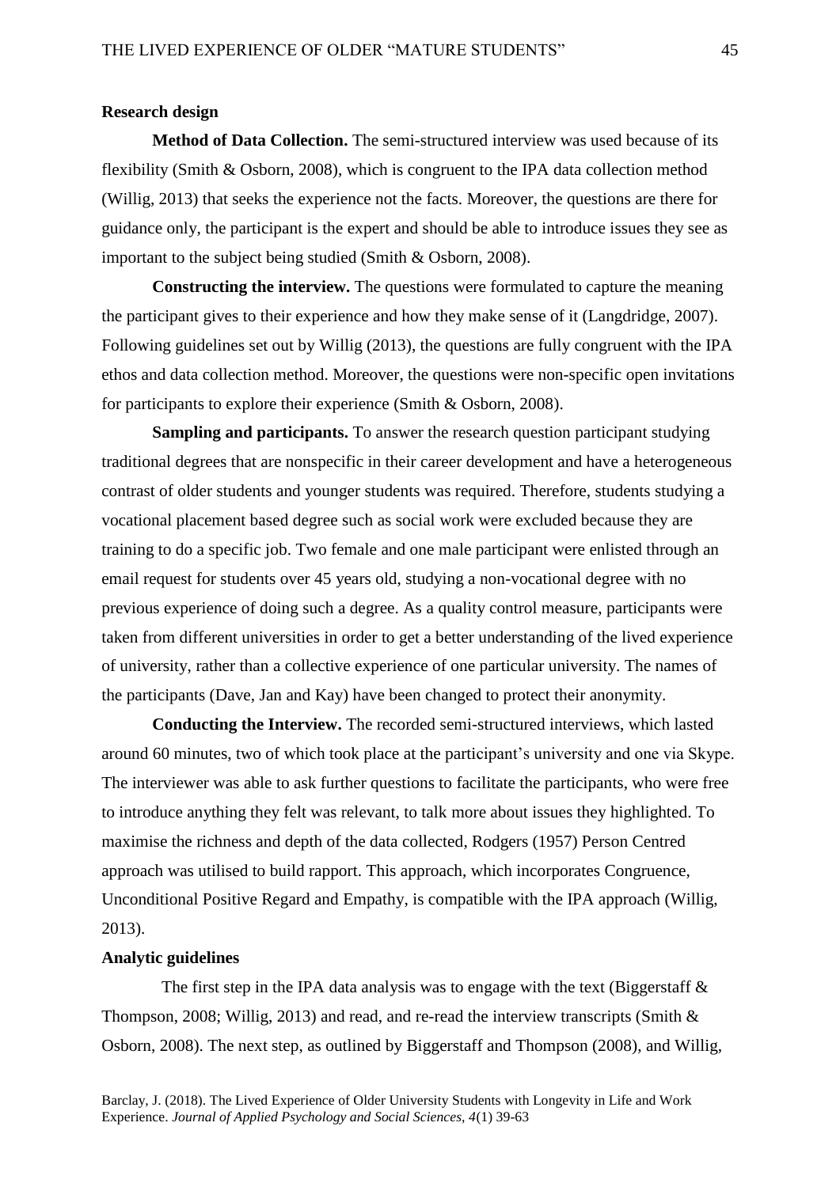## Research design

**Method of Data Collection.** The semi-structured interview was used because of its flexibility (Smith & Osborn, 2008), which is congruent to the IPA data collection method (Willig, 2013) that seeks the experience not the facts. Moreover, the questions are there for guidance only, the participant is the expert and should be able to introduce issues they see as important to the subject being studied (Smith & Osborn, 2008).

**Constructing the interview.** The questions were formulated to capture the meaning the participant gives to their experience and how they make sense of it (Langdridge, 2007). Following guidelines set out by Willig (2013), the questions are fully congruent with the IPA ethos and data collection method. Moreover, the questions were non-specific open invitations for participants to explore their experience (Smith & Osborn, 2008).

**Sampling and participants.** To answer the research question participant studying traditional degrees that are nonspecific in their career development and have a heterogeneous contrast of older students and younger students was required. Therefore, students studying a vocational placement based degree such as social work were excluded because they are training to do a specific job. Two female and one male participant were enlisted through an email request for students over 45 years old, studying a non-vocational degree with no previous experience of doing such a degree. As a quality control measure, participants were taken from different universities in order to get a better understanding of the lived experience of university, rather than a collective experience of one particular university. The names of the participants (Dave, Jan and Kay) have been changed to protect their anonymity.

**Conducting the Interview.** The recorded semi-structured interviews, which lasted around 60 minutes, two of which took place at the participant's university and one via Skype. The interviewer was able to ask further questions to facilitate the participants, who were free to introduce anything they felt was relevant, to talk more about issues they highlighted. To maximise the richness and depth of the data collected, Rodgers (1957) Person Centred approach was utilised to build rapport. This approach, which incorporates Congruence, Unconditional Positive Regard and Empathy, is compatible with the IPA approach (Willig, 2013).

## Analytic guidelines

The first step in the IPA data analysis was to engage with the text (Biggerstaff & Thompson, 2008; Willig, 2013) and read, and re-read the interview transcripts (Smith & Osborn, 2008). The next step, as outlined by Biggerstaff and Thompson (2008), and Willig,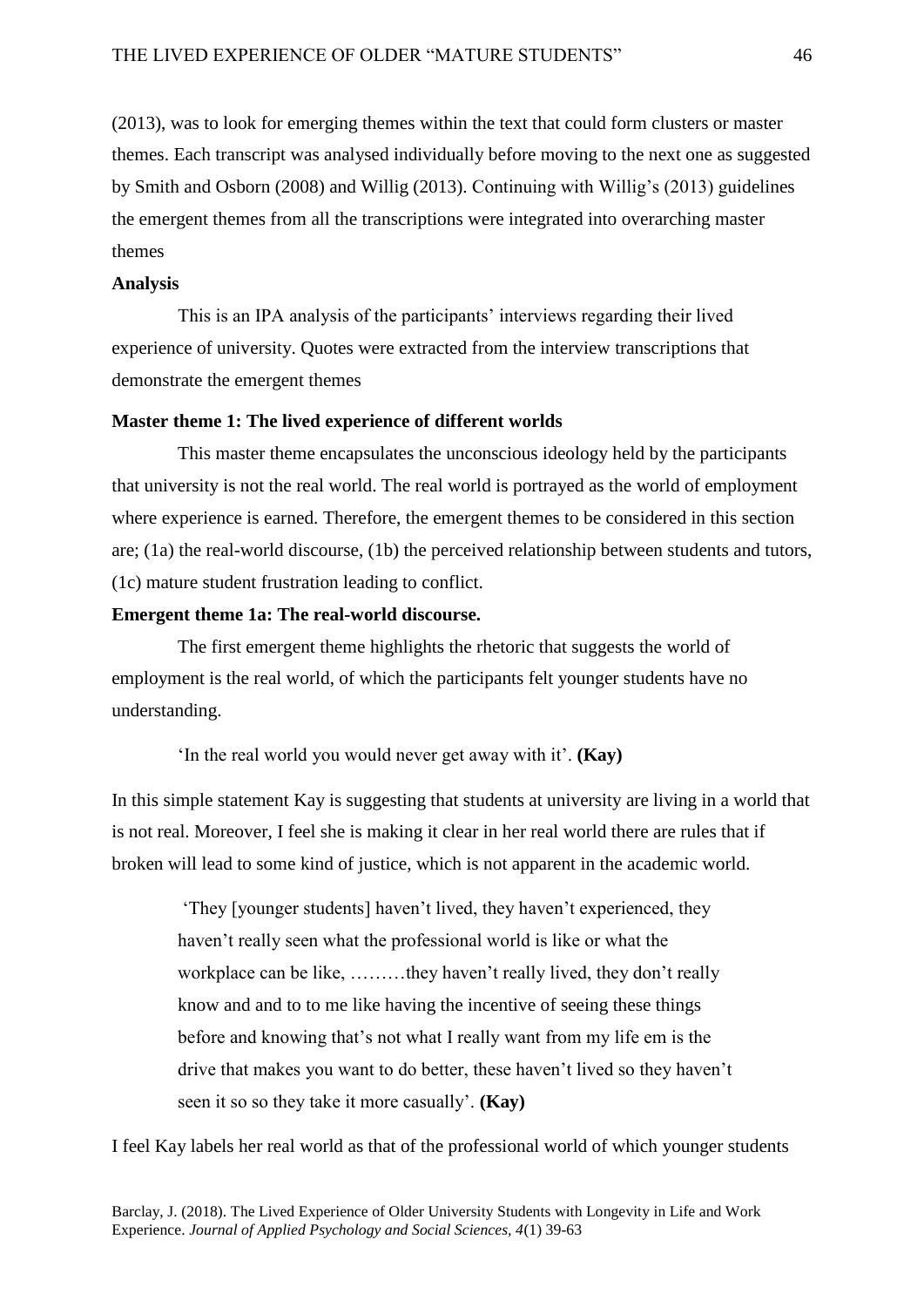(2013), was to look for emerging themes within the text that could form clusters or master themes. Each transcript was analysed individually before moving to the next one as suggested by Smith and Osborn (2008) and Willig (2013). Continuing with Willig's (2013) guidelines the emergent themes from all the transcriptions were integrated into overarching master themes

**Analysis**

This is an IPA analysis of the participants' interviews regarding their lived experience of university. Quotes were extracted from the interview transcriptions that demonstrate the emergent themes

**Master theme 1: The lived experience of different worlds**

This master theme encapsulates the unconscious ideology held by the participants that university is not the real world. The real world is portrayed as the world of employment where experience is earned. Therefore, the emergent themes to be considered in this section are; (1a) the real-world discourse, (1b) the perceived relationship between students and tutors, (1c) mature student frustration leading to conflict.

**Emergent theme 1a: The real-world discourse.**

The first emergent theme highlights the rhetoric that suggests the world of employment is the real world, of which the participants felt younger students have no understanding.

> 'In the real world you would never get away with it'. **(Kay)**

In this simple statement Kay is suggesting that students at university are living in a world that is not real. Moreover, I feel she is making it clear in her real world there are rules that if broken will lead to some kind of justice, which is not apparent in the academic world.

> 'They [younger students] haven't lived, they haven't experienced, they haven't really seen what the professional world is like or what the workplace can be like, ………they haven't really lived, they don't really know and and to to me like having the incentive of seeing these things before and knowing that's not what I really want from my life em is the drive that makes you want to do better, these haven't lived so they haven't seen it so so they take it more casually'. **(Kay)**

I feel Kay labels her real world as that of the professional world of which younger students

Barclay, J. (2018). The Lived Experience of Older University Students with Longevity in Life and Work Experience. *Journal of Applied Psychology and Social Sciences, 4*(1) 39-63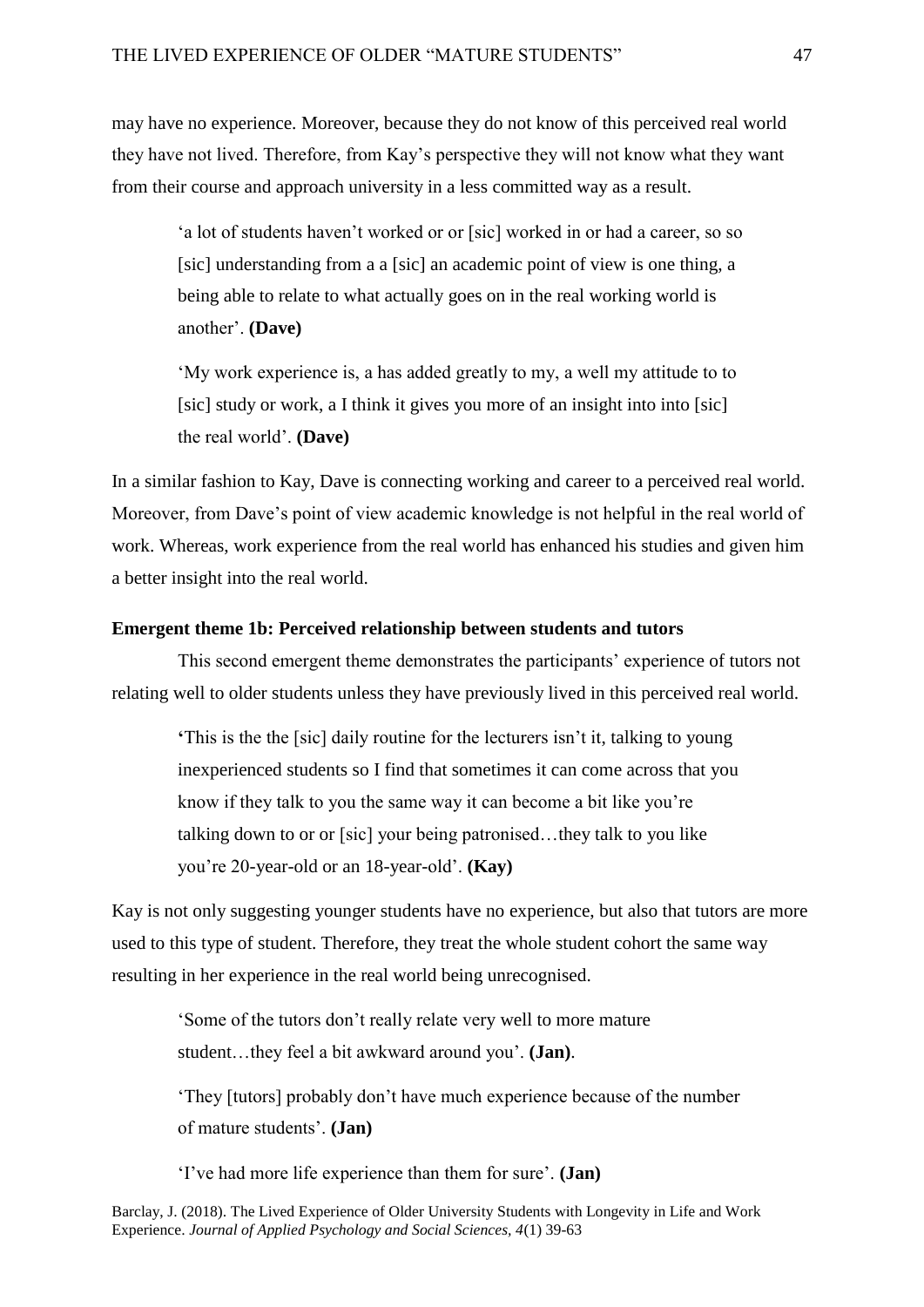may have no experience. Moreover, because they do not know of this perceived real world they have not lived. Therefore, from Kay's perspective they will not know what they want from their course and approach university in a less committed way as a result.

> 'a lot of students haven't worked or or [sic] worked in or had a career, so so [sic] understanding from a a [sic] an academic point of view is one thing, a being able to relate to what actually goes on in the real working world is another'. **(Dave)**

> 'My work experience is, a has added greatly to my, a well my attitude to to [sic] study or work, a I think it gives you more of an insight into into [sic] the real world'. **(Dave)**

In a similar fashion to Kay, Dave is connecting working and career to a perceived real world. Moreover, from Dave's point of view academic knowledge is not helpful in the real world of work. Whereas, work experience from the real world has enhanced his studies and given him a better insight into the real world.

**Emergent theme 1b: Perceived relationship between students and tutors**

This second emergent theme demonstrates the participants' experience of tutors not relating well to older students unless they have previously lived in this perceived real world.

> 'This is the the [sic] daily routine for the lecturers isn't it, talking to young inexperienced students so I find that sometimes it can come across that you know if they talk to you the same way it can become a bit like you're talking down to or or [sic] your being patronised…they talk to you like you're 20-year-old or an 18-year-old'. **(Kay)**

Kay is not only suggesting younger students have no experience, but also that tutors are more used to this type of student. Therefore, they treat the whole student cohort the same way resulting in her experience in the real world being unrecognised.

> 'Some of the tutors don't really relate very well to more mature student…they feel a bit awkward around you'. **(Jan)**.

> 'They [tutors] probably don't have much experience because of the number of mature students'. **(Jan)**

> 'I've had more life experience than them for sure'. **(Jan)**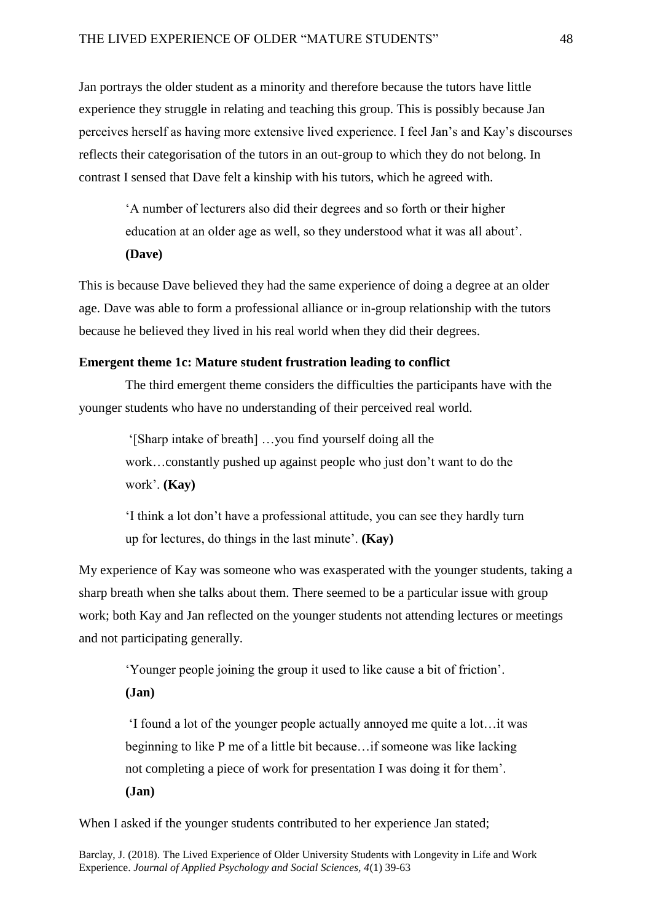Jan portrays the older student as a minority and therefore because the tutors have little experience they struggle in relating and teaching this group. This is possibly because Jan perceives herself as having more extensive lived experience. I feel Jan's and Kay's discourses reflects their categorisation of the tutors in an out-group to which they do not belong. In contrast I sensed that Dave felt a kinship with his tutors, which he agreed with.

> 'A number of lecturers also did their degrees and so forth or their higher education at an older age as well, so they understood what it was all about'. **(Dave)**

This is because Dave believed they had the same experience of doing a degree at an older age. Dave was able to form a professional alliance or in-group relationship with the tutors because he believed they lived in his real world when they did their degrees.

**Emergent theme 1c: Mature student frustration leading to conflict**

The third emergent theme considers the difficulties the participants have with the younger students who have no understanding of their perceived real world.

> '[Sharp intake of breath] …you find yourself doing all the work…constantly pushed up against people who just don't want to do the work'. **(Kay)**

> 'I think a lot don't have a professional attitude, you can see they hardly turn up for lectures, do things in the last minute'. **(Kay)**

My experience of Kay was someone who was exasperated with the younger students, taking a sharp breath when she talks about them. There seemed to be a particular issue with group work; both Kay and Jan reflected on the younger students not attending lectures or meetings and not participating generally.

> 'Younger people joining the group it used to like cause a bit of friction'. **(Jan)**

> 'I found a lot of the younger people actually annoyed me quite a lot…it was beginning to like P me of a little bit because…if someone was like lacking not completing a piece of work for presentation I was doing it for them'. **(Jan)**

When I asked if the younger students contributed to her experience Jan stated;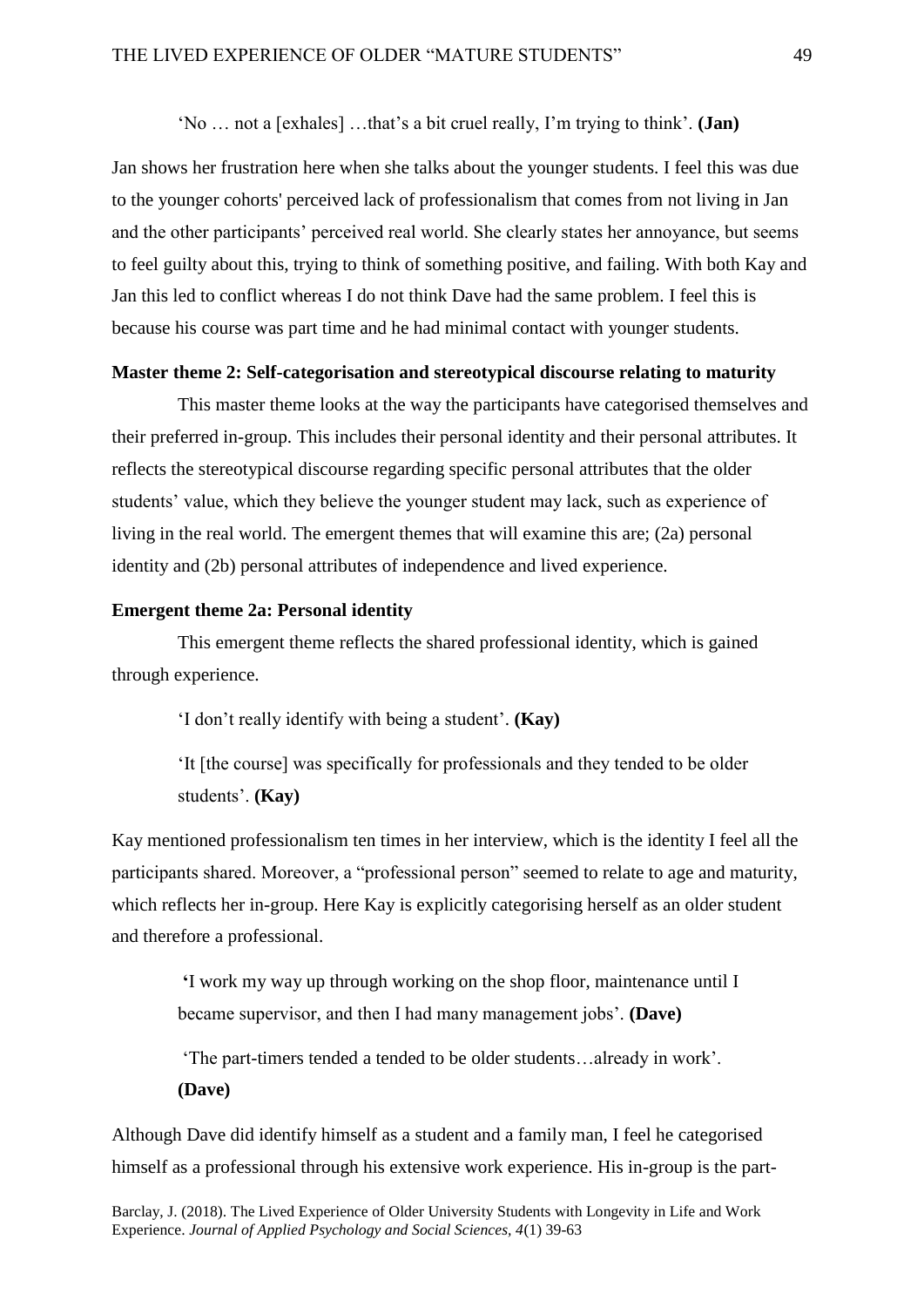> 'No … not a [exhales] …that's a bit cruel really, I'm trying to think'. **(Jan)**

Jan shows her frustration here when she talks about the younger students. I feel this was due to the younger cohorts' perceived lack of professionalism that comes from not living in Jan and the other participants' perceived real world. She clearly states her annoyance, but seems to feel guilty about this, trying to think of something positive, and failing. With both Kay and Jan this led to conflict whereas I do not think Dave had the same problem. I feel this is because his course was part time and he had minimal contact with younger students.

**Master theme 2: Self-categorisation and stereotypical discourse relating to maturity**

This master theme looks at the way the participants have categorised themselves and their preferred in-group. This includes their personal identity and their personal attributes. It reflects the stereotypical discourse regarding specific personal attributes that the older students' value, which they believe the younger student may lack, such as experience of living in the real world. The emergent themes that will examine this are; (2a) personal identity and (2b) personal attributes of independence and lived experience.

**Emergent theme 2a: Personal identity**

This emergent theme reflects the shared professional identity, which is gained through experience.

> 'I don't really identify with being a student'. **(Kay)**
>
> 'It [the course] was specifically for professionals and they tended to be older students'. **(Kay)**

Kay mentioned professionalism ten times in her interview, which is the identity I feel all the participants shared. Moreover, a "professional person" seemed to relate to age and maturity, which reflects her in-group. Here Kay is explicitly categorising herself as an older student and therefore a professional.

> 'I work my way up through working on the shop floor, maintenance until I became supervisor, and then I had many management jobs'. **(Dave)**
>
> 'The part-timers tended a tended to be older students…already in work'. **(Dave)**

Although Dave did identify himself as a student and a family man, I feel he categorised himself as a professional through his extensive work experience. His in-group is the part-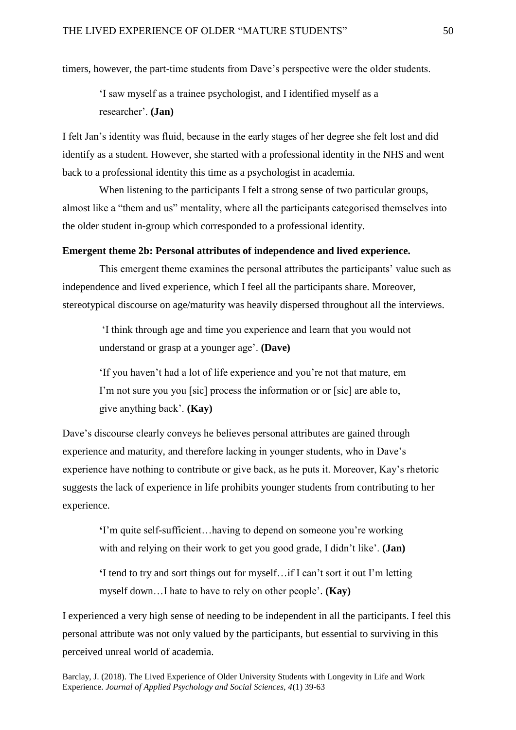timers, however, the part-time students from Dave's perspective were the older students.

> 'I saw myself as a trainee psychologist, and I identified myself as a researcher'. **(Jan)**

I felt Jan's identity was fluid, because in the early stages of her degree she felt lost and did identify as a student. However, she started with a professional identity in the NHS and went back to a professional identity this time as a psychologist in academia.

When listening to the participants I felt a strong sense of two particular groups, almost like a "them and us" mentality, where all the participants categorised themselves into the older student in-group which corresponded to a professional identity.

**Emergent theme 2b: Personal attributes of independence and lived experience.**

This emergent theme examines the personal attributes the participants' value such as independence and lived experience, which I feel all the participants share. Moreover, stereotypical discourse on age/maturity was heavily dispersed throughout all the interviews.

> 'I think through age and time you experience and learn that you would not understand or grasp at a younger age'. **(Dave)**

> 'If you haven't had a lot of life experience and you're not that mature, em I'm not sure you you [sic] process the information or or [sic] are able to, give anything back'. **(Kay)**

Dave's discourse clearly conveys he believes personal attributes are gained through experience and maturity, and therefore lacking in younger students, who in Dave's experience have nothing to contribute or give back, as he puts it. Moreover, Kay's rhetoric suggests the lack of experience in life prohibits younger students from contributing to her experience.

> 'I'm quite self-sufficient…having to depend on someone you're working with and relying on their work to get you good grade, I didn't like'. **(Jan)**

> 'I tend to try and sort things out for myself…if I can't sort it out I'm letting myself down…I hate to have to rely on other people'. **(Kay)**

I experienced a very high sense of needing to be independent in all the participants. I feel this personal attribute was not only valued by the participants, but essential to surviving in this perceived unreal world of academia.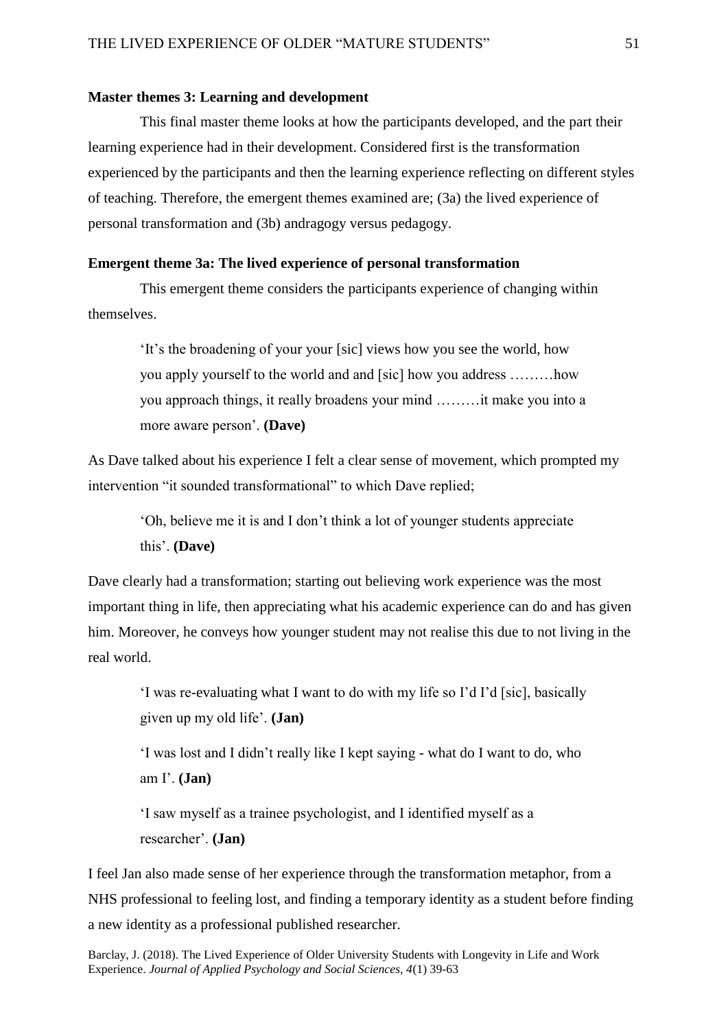**Master themes 3: Learning and development**

This final master theme looks at how the participants developed, and the part their learning experience had in their development. Considered first is the transformation experienced by the participants and then the learning experience reflecting on different styles of teaching. Therefore, the emergent themes examined are; (3a) the lived experience of personal transformation and (3b) andragogy versus pedagogy.

**Emergent theme 3a: The lived experience of personal transformation**

This emergent theme considers the participants experience of changing within themselves.

> 'It's the broadening of your your [sic] views how you see the world, how you apply yourself to the world and and [sic] how you address ………how you approach things, it really broadens your mind ………it make you into a more aware person'. **(Dave)**

As Dave talked about his experience I felt a clear sense of movement, which prompted my intervention "it sounded transformational" to which Dave replied;

> 'Oh, believe me it is and I don't think a lot of younger students appreciate this'. **(Dave)**

Dave clearly had a transformation; starting out believing work experience was the most important thing in life, then appreciating what his academic experience can do and has given him. Moreover, he conveys how younger student may not realise this due to not living in the real world.

> 'I was re-evaluating what I want to do with my life so I'd I'd [sic], basically given up my old life'. **(Jan)**
>
> 'I was lost and I didn't really like I kept saying - what do I want to do, who am I'. **(Jan)**
>
> 'I saw myself as a trainee psychologist, and I identified myself as a researcher'. **(Jan)**

I feel Jan also made sense of her experience through the transformation metaphor, from a NHS professional to feeling lost, and finding a temporary identity as a student before finding a new identity as a professional published researcher.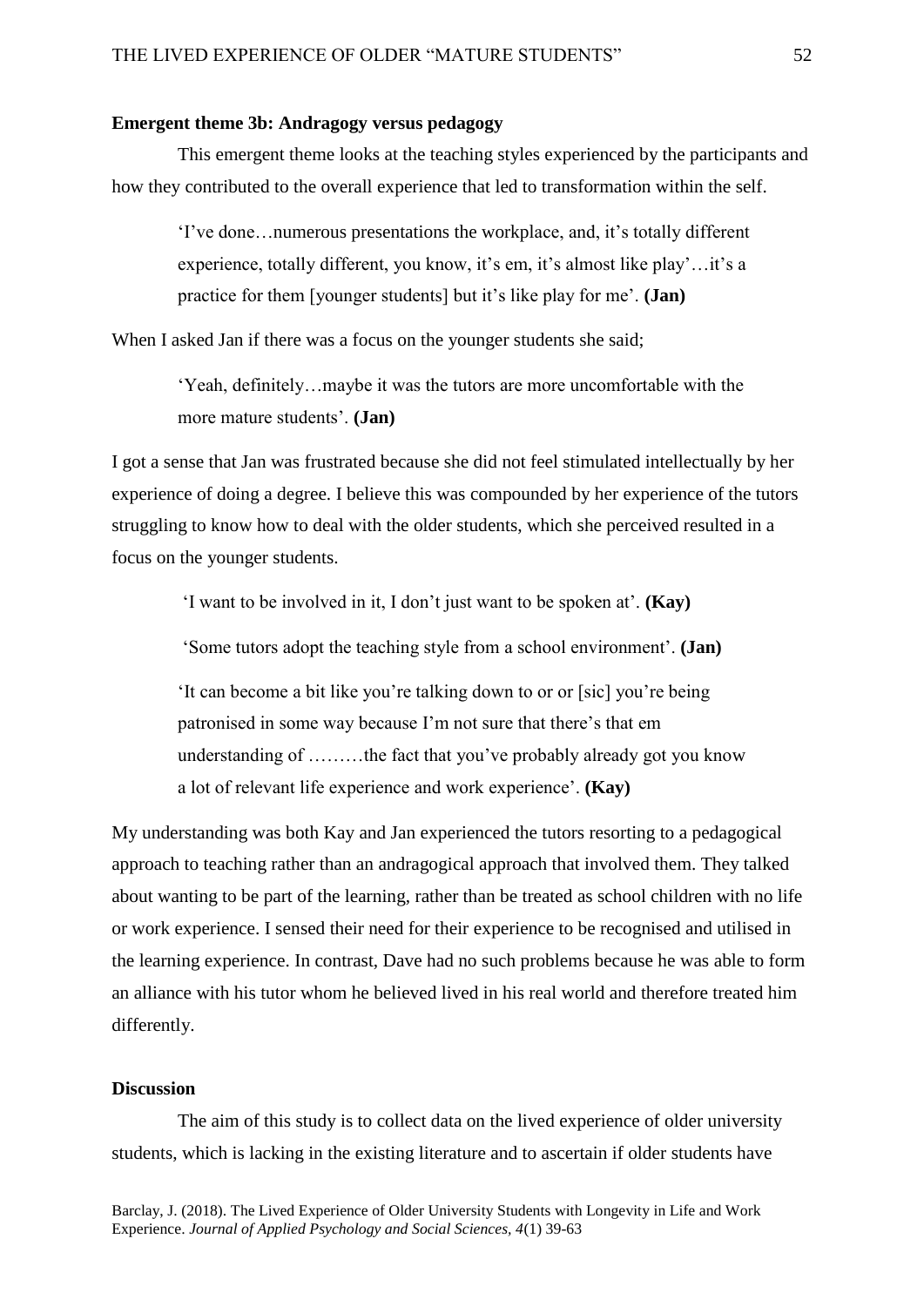**Emergent theme 3b: Andragogy versus pedagogy**

This emergent theme looks at the teaching styles experienced by the participants and how they contributed to the overall experience that led to transformation within the self.

> 'I've done…numerous presentations the workplace, and, it's totally different experience, totally different, you know, it's em, it's almost like play'…it's a practice for them [younger students] but it's like play for me'. **(Jan)**

When I asked Jan if there was a focus on the younger students she said;

> 'Yeah, definitely…maybe it was the tutors are more uncomfortable with the more mature students'. **(Jan)**

I got a sense that Jan was frustrated because she did not feel stimulated intellectually by her experience of doing a degree. I believe this was compounded by her experience of the tutors struggling to know how to deal with the older students, which she perceived resulted in a focus on the younger students.

> 'I want to be involved in it, I don't just want to be spoken at'. **(Kay)**

> 'Some tutors adopt the teaching style from a school environment'. **(Jan)**

> 'It can become a bit like you're talking down to or or [sic] you're being patronised in some way because I'm not sure that there's that em understanding of ………the fact that you've probably already got you know a lot of relevant life experience and work experience'. **(Kay)**

My understanding was both Kay and Jan experienced the tutors resorting to a pedagogical approach to teaching rather than an andragogical approach that involved them. They talked about wanting to be part of the learning, rather than be treated as school children with no life or work experience. I sensed their need for their experience to be recognised and utilised in the learning experience. In contrast, Dave had no such problems because he was able to form an alliance with his tutor whom he believed lived in his real world and therefore treated him differently.

## Discussion

The aim of this study is to collect data on the lived experience of older university students, which is lacking in the existing literature and to ascertain if older students have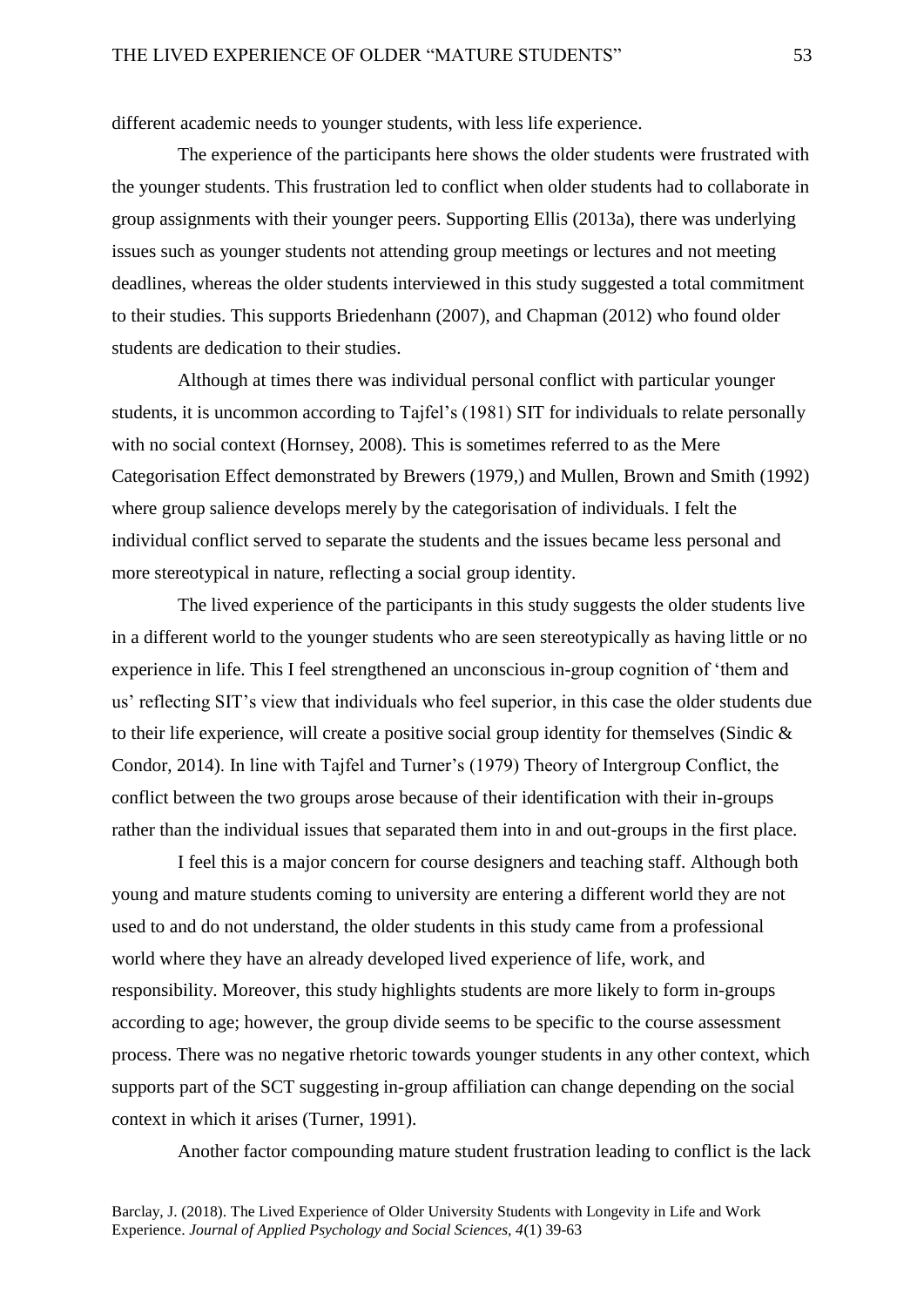different academic needs to younger students, with less life experience.

The experience of the participants here shows the older students were frustrated with the younger students. This frustration led to conflict when older students had to collaborate in group assignments with their younger peers. Supporting Ellis (2013a), there was underlying issues such as younger students not attending group meetings or lectures and not meeting deadlines, whereas the older students interviewed in this study suggested a total commitment to their studies. This supports Briedenhann (2007), and Chapman (2012) who found older students are dedication to their studies.

Although at times there was individual personal conflict with particular younger students, it is uncommon according to Tajfel's (1981) SIT for individuals to relate personally with no social context (Hornsey, 2008). This is sometimes referred to as the Mere Categorisation Effect demonstrated by Brewers (1979,) and Mullen, Brown and Smith (1992) where group salience develops merely by the categorisation of individuals. I felt the individual conflict served to separate the students and the issues became less personal and more stereotypical in nature, reflecting a social group identity.

The lived experience of the participants in this study suggests the older students live in a different world to the younger students who are seen stereotypically as having little or no experience in life. This I feel strengthened an unconscious in-group cognition of 'them and us' reflecting SIT's view that individuals who feel superior, in this case the older students due to their life experience, will create a positive social group identity for themselves (Sindic & Condor, 2014). In line with Tajfel and Turner's (1979) Theory of Intergroup Conflict, the conflict between the two groups arose because of their identification with their in-groups rather than the individual issues that separated them into in and out-groups in the first place.

I feel this is a major concern for course designers and teaching staff. Although both young and mature students coming to university are entering a different world they are not used to and do not understand, the older students in this study came from a professional world where they have an already developed lived experience of life, work, and responsibility. Moreover, this study highlights students are more likely to form in-groups according to age; however, the group divide seems to be specific to the course assessment process. There was no negative rhetoric towards younger students in any other context, which supports part of the SCT suggesting in-group affiliation can change depending on the social context in which it arises (Turner, 1991).

Another factor compounding mature student frustration leading to conflict is the lack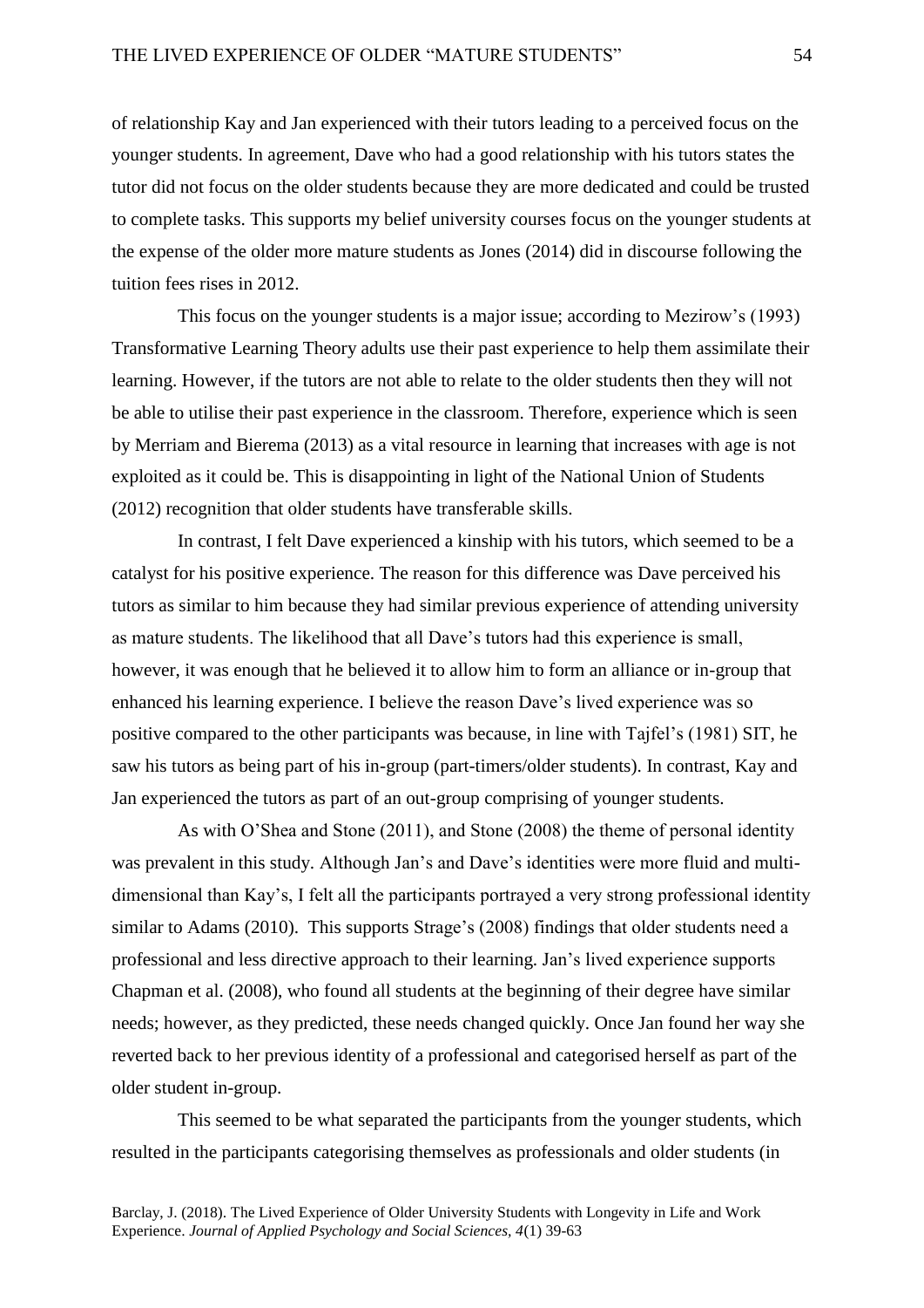of relationship Kay and Jan experienced with their tutors leading to a perceived focus on the younger students. In agreement, Dave who had a good relationship with his tutors states the tutor did not focus on the older students because they are more dedicated and could be trusted to complete tasks. This supports my belief university courses focus on the younger students at the expense of the older more mature students as Jones (2014) did in discourse following the tuition fees rises in 2012.

This focus on the younger students is a major issue; according to Mezirow's (1993) Transformative Learning Theory adults use their past experience to help them assimilate their learning. However, if the tutors are not able to relate to the older students then they will not be able to utilise their past experience in the classroom. Therefore, experience which is seen by Merriam and Bierema (2013) as a vital resource in learning that increases with age is not exploited as it could be. This is disappointing in light of the National Union of Students (2012) recognition that older students have transferable skills.

In contrast, I felt Dave experienced a kinship with his tutors, which seemed to be a catalyst for his positive experience. The reason for this difference was Dave perceived his tutors as similar to him because they had similar previous experience of attending university as mature students. The likelihood that all Dave's tutors had this experience is small, however, it was enough that he believed it to allow him to form an alliance or in-group that enhanced his learning experience. I believe the reason Dave's lived experience was so positive compared to the other participants was because, in line with Tajfel's (1981) SIT, he saw his tutors as being part of his in-group (part-timers/older students). In contrast, Kay and Jan experienced the tutors as part of an out-group comprising of younger students.

As with O'Shea and Stone (2011), and Stone (2008) the theme of personal identity was prevalent in this study. Although Jan's and Dave's identities were more fluid and multi-dimensional than Kay's, I felt all the participants portrayed a very strong professional identity similar to Adams (2010). This supports Strage's (2008) findings that older students need a professional and less directive approach to their learning. Jan's lived experience supports Chapman et al. (2008), who found all students at the beginning of their degree have similar needs; however, as they predicted, these needs changed quickly. Once Jan found her way she reverted back to her previous identity of a professional and categorised herself as part of the older student in-group.

This seemed to be what separated the participants from the younger students, which resulted in the participants categorising themselves as professionals and older students (in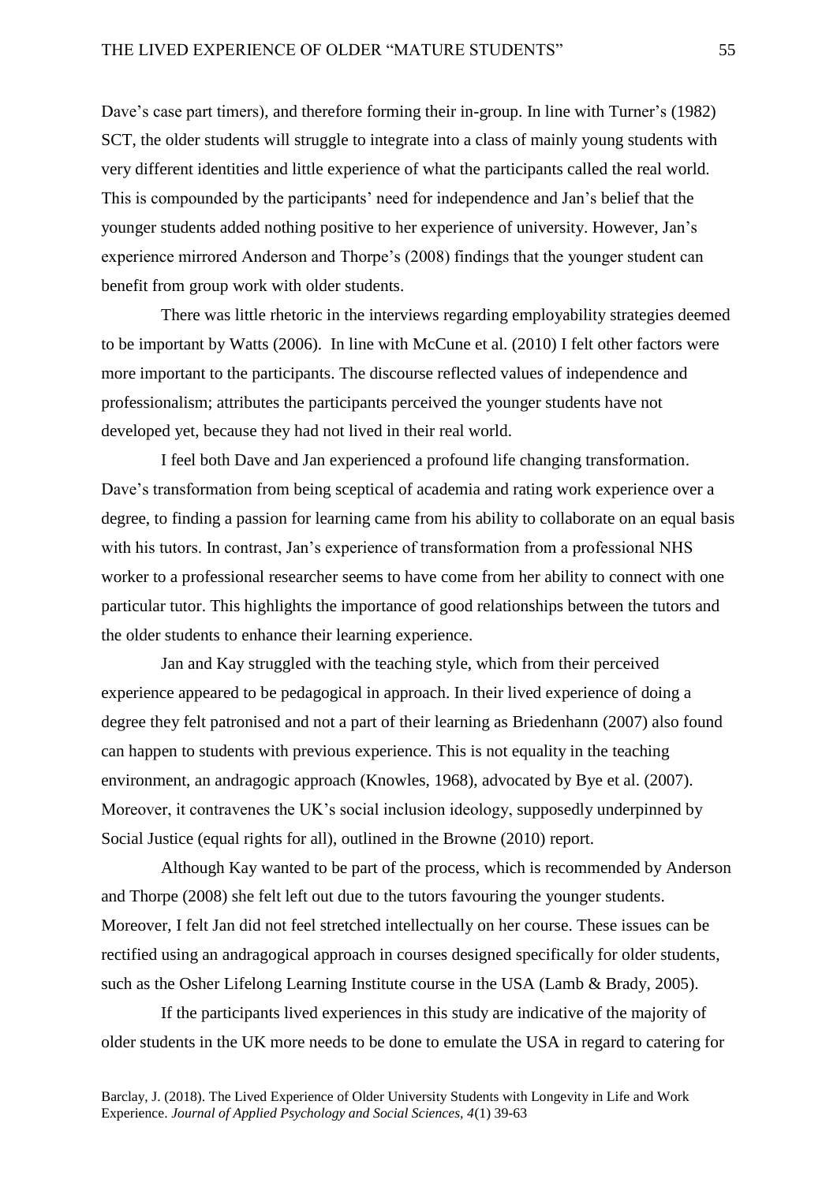Dave's case part timers), and therefore forming their in-group. In line with Turner's (1982) SCT, the older students will struggle to integrate into a class of mainly young students with very different identities and little experience of what the participants called the real world. This is compounded by the participants' need for independence and Jan's belief that the younger students added nothing positive to her experience of university. However, Jan's experience mirrored Anderson and Thorpe's (2008) findings that the younger student can benefit from group work with older students.

There was little rhetoric in the interviews regarding employability strategies deemed to be important by Watts (2006). In line with McCune et al. (2010) I felt other factors were more important to the participants. The discourse reflected values of independence and professionalism; attributes the participants perceived the younger students have not developed yet, because they had not lived in their real world.

I feel both Dave and Jan experienced a profound life changing transformation. Dave's transformation from being sceptical of academia and rating work experience over a degree, to finding a passion for learning came from his ability to collaborate on an equal basis with his tutors. In contrast, Jan's experience of transformation from a professional NHS worker to a professional researcher seems to have come from her ability to connect with one particular tutor. This highlights the importance of good relationships between the tutors and the older students to enhance their learning experience.

Jan and Kay struggled with the teaching style, which from their perceived experience appeared to be pedagogical in approach. In their lived experience of doing a degree they felt patronised and not a part of their learning as Briedenhann (2007) also found can happen to students with previous experience. This is not equality in the teaching environment, an andragogic approach (Knowles, 1968), advocated by Bye et al. (2007). Moreover, it contravenes the UK's social inclusion ideology, supposedly underpinned by Social Justice (equal rights for all), outlined in the Browne (2010) report.

Although Kay wanted to be part of the process, which is recommended by Anderson and Thorpe (2008) she felt left out due to the tutors favouring the younger students. Moreover, I felt Jan did not feel stretched intellectually on her course. These issues can be rectified using an andragogical approach in courses designed specifically for older students, such as the Osher Lifelong Learning Institute course in the USA (Lamb & Brady, 2005).

If the participants lived experiences in this study are indicative of the majority of older students in the UK more needs to be done to emulate the USA in regard to catering for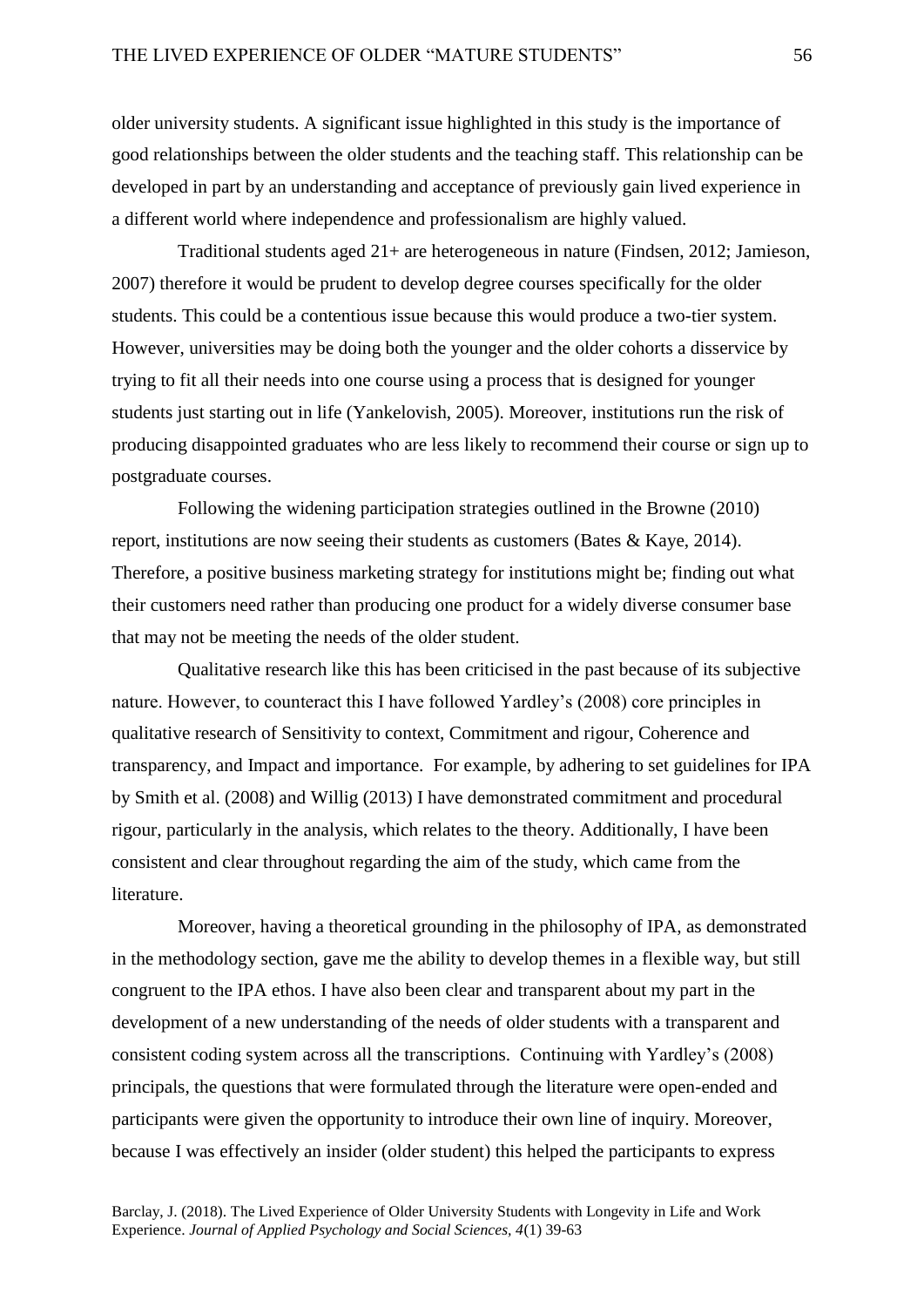older university students. A significant issue highlighted in this study is the importance of good relationships between the older students and the teaching staff. This relationship can be developed in part by an understanding and acceptance of previously gain lived experience in a different world where independence and professionalism are highly valued.

Traditional students aged 21+ are heterogeneous in nature (Findsen, 2012; Jamieson, 2007) therefore it would be prudent to develop degree courses specifically for the older students. This could be a contentious issue because this would produce a two-tier system. However, universities may be doing both the younger and the older cohorts a disservice by trying to fit all their needs into one course using a process that is designed for younger students just starting out in life (Yankelovish, 2005). Moreover, institutions run the risk of producing disappointed graduates who are less likely to recommend their course or sign up to postgraduate courses.

Following the widening participation strategies outlined in the Browne (2010) report, institutions are now seeing their students as customers (Bates & Kaye, 2014). Therefore, a positive business marketing strategy for institutions might be; finding out what their customers need rather than producing one product for a widely diverse consumer base that may not be meeting the needs of the older student.

Qualitative research like this has been criticised in the past because of its subjective nature. However, to counteract this I have followed Yardley's (2008) core principles in qualitative research of Sensitivity to context, Commitment and rigour, Coherence and transparency, and Impact and importance. For example, by adhering to set guidelines for IPA by Smith et al. (2008) and Willig (2013) I have demonstrated commitment and procedural rigour, particularly in the analysis, which relates to the theory. Additionally, I have been consistent and clear throughout regarding the aim of the study, which came from the literature.

Moreover, having a theoretical grounding in the philosophy of IPA, as demonstrated in the methodology section, gave me the ability to develop themes in a flexible way, but still congruent to the IPA ethos. I have also been clear and transparent about my part in the development of a new understanding of the needs of older students with a transparent and consistent coding system across all the transcriptions. Continuing with Yardley's (2008) principals, the questions that were formulated through the literature were open-ended and participants were given the opportunity to introduce their own line of inquiry. Moreover, because I was effectively an insider (older student) this helped the participants to express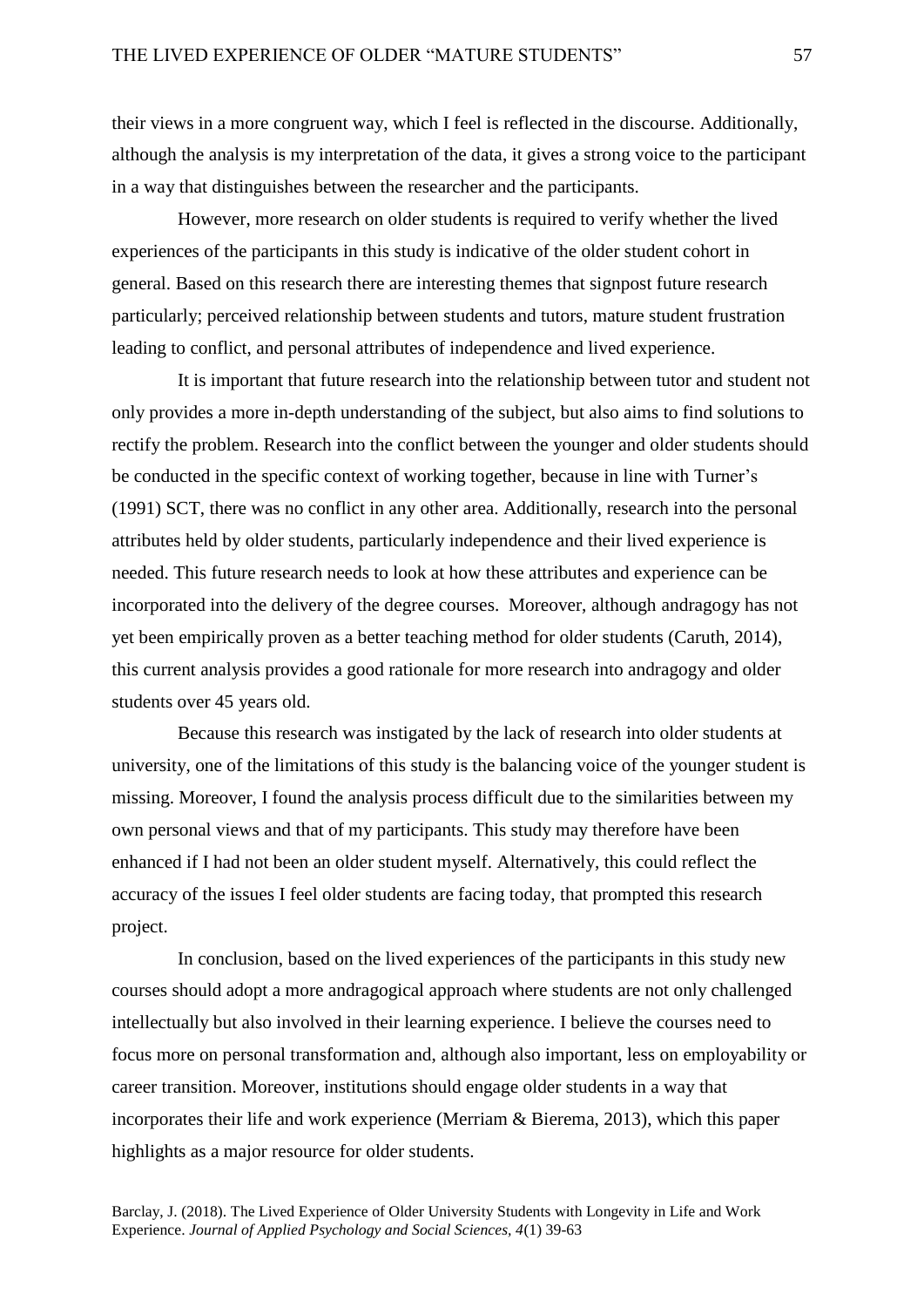their views in a more congruent way, which I feel is reflected in the discourse. Additionally, although the analysis is my interpretation of the data, it gives a strong voice to the participant in a way that distinguishes between the researcher and the participants.

However, more research on older students is required to verify whether the lived experiences of the participants in this study is indicative of the older student cohort in general. Based on this research there are interesting themes that signpost future research particularly; perceived relationship between students and tutors, mature student frustration leading to conflict, and personal attributes of independence and lived experience.

It is important that future research into the relationship between tutor and student not only provides a more in-depth understanding of the subject, but also aims to find solutions to rectify the problem. Research into the conflict between the younger and older students should be conducted in the specific context of working together, because in line with Turner's (1991) SCT, there was no conflict in any other area. Additionally, research into the personal attributes held by older students, particularly independence and their lived experience is needed. This future research needs to look at how these attributes and experience can be incorporated into the delivery of the degree courses. Moreover, although andragogy has not yet been empirically proven as a better teaching method for older students (Caruth, 2014), this current analysis provides a good rationale for more research into andragogy and older students over 45 years old.

Because this research was instigated by the lack of research into older students at university, one of the limitations of this study is the balancing voice of the younger student is missing. Moreover, I found the analysis process difficult due to the similarities between my own personal views and that of my participants. This study may therefore have been enhanced if I had not been an older student myself. Alternatively, this could reflect the accuracy of the issues I feel older students are facing today, that prompted this research project.

In conclusion, based on the lived experiences of the participants in this study new courses should adopt a more andragogical approach where students are not only challenged intellectually but also involved in their learning experience. I believe the courses need to focus more on personal transformation and, although also important, less on employability or career transition. Moreover, institutions should engage older students in a way that incorporates their life and work experience (Merriam & Bierema, 2013), which this paper highlights as a major resource for older students.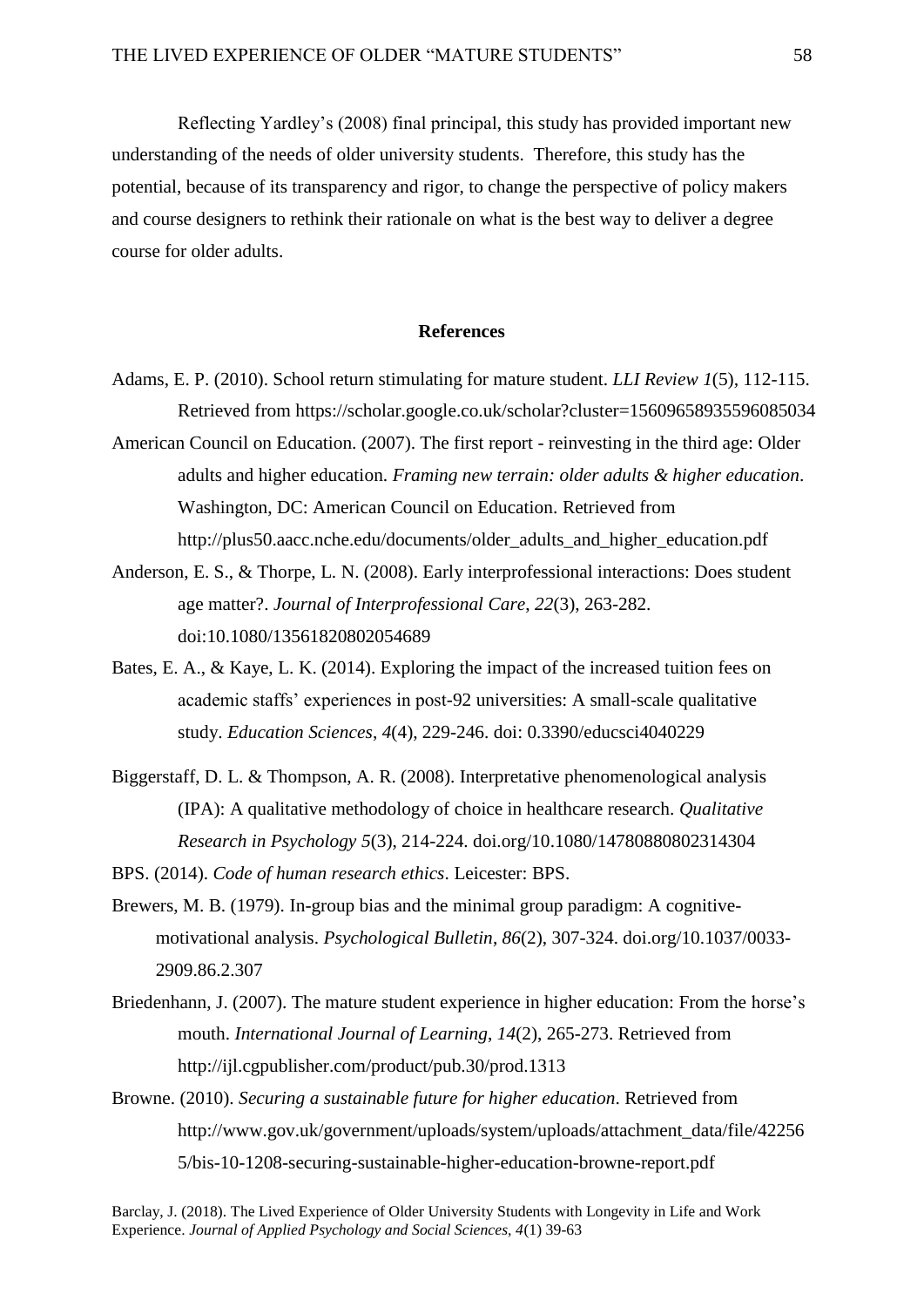Reflecting Yardley's (2008) final principal, this study has provided important new understanding of the needs of older university students. Therefore, this study has the potential, because of its transparency and rigor, to change the perspective of policy makers and course designers to rethink their rationale on what is the best way to deliver a degree course for older adults.

## References

Adams, E. P. (2010). School return stimulating for mature student. *LLI Review 1*(5), 112-115. Retrieved from https://scholar.google.co.uk/scholar?cluster=15609658935596085034

American Council on Education. (2007). The first report - reinvesting in the third age: Older adults and higher education. *Framing new terrain: older adults & higher education*. Washington, DC: American Council on Education. Retrieved from http://plus50.aacc.nche.edu/documents/older_adults_and_higher_education.pdf

Anderson, E. S., & Thorpe, L. N. (2008). Early interprofessional interactions: Does student age matter?. *Journal of Interprofessional Care*, *22*(3), 263-282. doi:10.1080/13561820802054689

Bates, E. A., & Kaye, L. K. (2014). Exploring the impact of the increased tuition fees on academic staffs' experiences in post-92 universities: A small-scale qualitative study. *Education Sciences*, *4*(4), 229-246. doi: 0.3390/educsci4040229

Biggerstaff, D. L. & Thompson, A. R. (2008). Interpretative phenomenological analysis (IPA): A qualitative methodology of choice in healthcare research. *Qualitative Research in Psychology 5*(3), 214-224. doi.org/10.1080/14780880802314304

BPS. (2014). *Code of human research ethics*. Leicester: BPS.

Brewers, M. B. (1979). In-group bias and the minimal group paradigm: A cognitive-motivational analysis. *Psychological Bulletin*, *86*(2), 307-324. doi.org/10.1037/0033-2909.86.2.307

Briedenhann, J. (2007). The mature student experience in higher education: From the horse's mouth. *International Journal of Learning*, *14*(2), 265-273. Retrieved from http://ijl.cgpublisher.com/product/pub.30/prod.1313

Browne. (2010). *Securing a sustainable future for higher education*. Retrieved from http://www.gov.uk/government/uploads/system/uploads/attachment_data/file/422565/bis-10-1208-securing-sustainable-higher-education-browne-report.pdf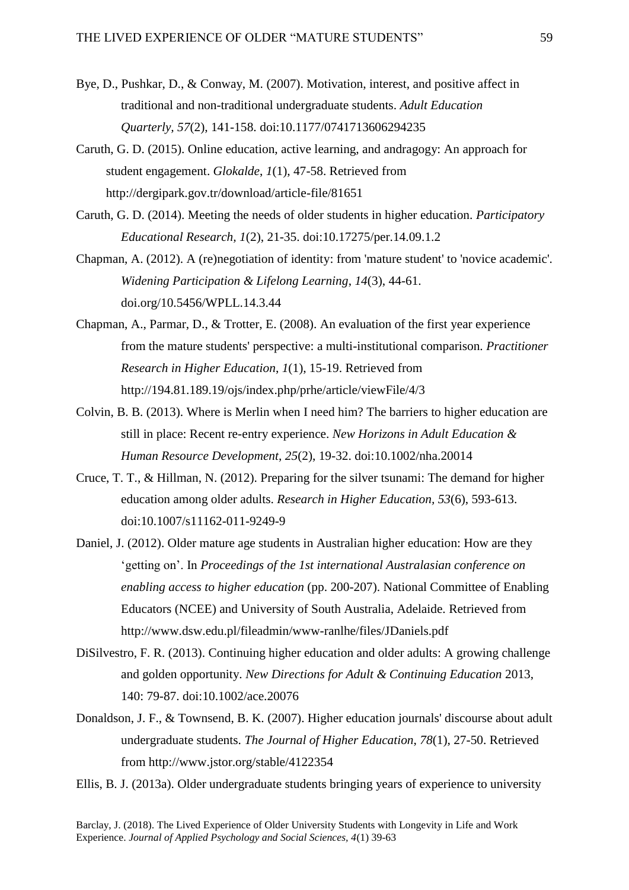Bye, D., Pushkar, D., & Conway, M. (2007). Motivation, interest, and positive affect in traditional and non-traditional undergraduate students. *Adult Education Quarterly, 57*(2), 141-158. doi:10.1177/0741713606294235

Caruth, G. D. (2015). Online education, active learning, and andragogy: An approach for student engagement. *Glokalde*, *1*(1), 47-58. Retrieved from http://dergipark.gov.tr/download/article-file/81651

Caruth, G. D. (2014). Meeting the needs of older students in higher education. *Participatory Educational Research, 1*(2), 21-35. doi:10.17275/per.14.09.1.2

Chapman, A. (2012). A (re)negotiation of identity: from 'mature student' to 'novice academic'. *Widening Participation & Lifelong Learning*, *14*(3), 44-61. doi.org/10.5456/WPLL.14.3.44

Chapman, A., Parmar, D., & Trotter, E. (2008). An evaluation of the first year experience from the mature students' perspective: a multi-institutional comparison. *Practitioner Research in Higher Education*, *1*(1), 15-19. Retrieved from http://194.81.189.19/ojs/index.php/prhe/article/viewFile/4/3

Colvin, B. B. (2013). Where is Merlin when I need him? The barriers to higher education are still in place: Recent re-entry experience. *New Horizons in Adult Education & Human Resource Development*, *25*(2), 19-32. doi:10.1002/nha.20014

Cruce, T. T., & Hillman, N. (2012). Preparing for the silver tsunami: The demand for higher education among older adults. *Research in Higher Education*, *53*(6), 593-613. doi:10.1007/s11162-011-9249-9

Daniel, J. (2012). Older mature age students in Australian higher education: How are they 'getting on'. In *Proceedings of the 1st international Australasian conference on enabling access to higher education* (pp. 200-207). National Committee of Enabling Educators (NCEE) and University of South Australia, Adelaide. Retrieved from http://www.dsw.edu.pl/fileadmin/www-ranlhe/files/JDaniels.pdf

DiSilvestro, F. R. (2013). Continuing higher education and older adults: A growing challenge and golden opportunity. *New Directions for Adult & Continuing Education* 2013, 140: 79-87. doi:10.1002/ace.20076

Donaldson, J. F., & Townsend, B. K. (2007). Higher education journals' discourse about adult undergraduate students. *The Journal of Higher Education*, *78*(1), 27-50. Retrieved from http://www.jstor.org/stable/4122354

Ellis, B. J. (2013a). Older undergraduate students bringing years of experience to university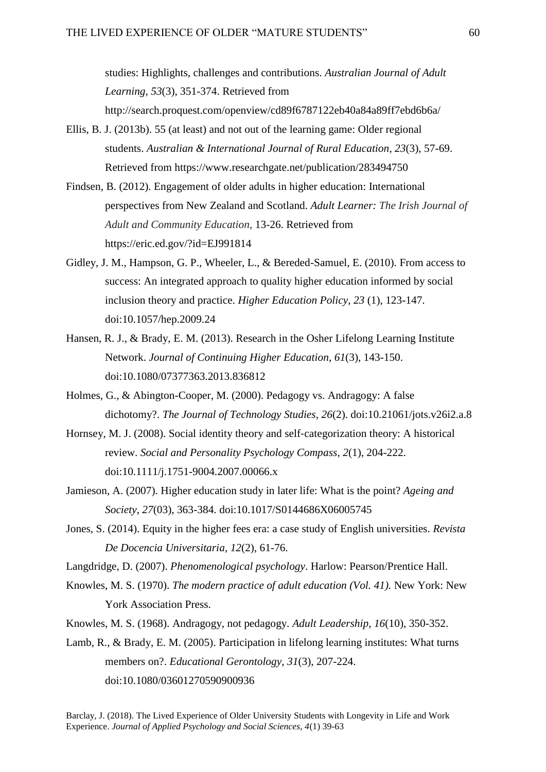studies: Highlights, challenges and contributions. *Australian Journal of Adult Learning, 53*(3), 351-374. Retrieved from http://search.proquest.com/openview/cd89f6787122eb40a84a89ff7ebd6b6a/

Ellis, B. J. (2013b). 55 (at least) and not out of the learning game: Older regional students. *Australian & International Journal of Rural Education*, *23*(3), 57-69. Retrieved from https://www.researchgate.net/publication/283494750

Findsen, B. (2012). Engagement of older adults in higher education: International perspectives from New Zealand and Scotland. *Adult Learner: The Irish Journal of Adult and Community Education,* 13-26. Retrieved from https://eric.ed.gov/?id=EJ991814

Gidley, J. M., Hampson, G. P., Wheeler, L., & Bereded-Samuel, E. (2010). From access to success: An integrated approach to quality higher education informed by social inclusion theory and practice. *Higher Education Policy*, *23* (1), 123-147. doi:10.1057/hep.2009.24

Hansen, R. J., & Brady, E. M. (2013). Research in the Osher Lifelong Learning Institute Network. *Journal of Continuing Higher Education*, *61*(3), 143-150. doi:10.1080/07377363.2013.836812

Holmes, G., & Abington-Cooper, M. (2000). Pedagogy vs. Andragogy: A false dichotomy?. *The Journal of Technology Studies*, *26*(2). doi:10.21061/jots.v26i2.a.8

Hornsey, M. J. (2008). Social identity theory and self-categorization theory: A historical review. *Social and Personality Psychology Compass*, *2*(1), 204-222. doi:10.1111/j.1751-9004.2007.00066.x

Jamieson, A. (2007). Higher education study in later life: What is the point? *Ageing and Society*, *27*(03), 363-384. doi:10.1017/S0144686X06005745

Jones, S. (2014). Equity in the higher fees era: a case study of English universities. *Revista De Docencia Universitaria, 12*(2), 61-76.

Langdridge, D. (2007). *Phenomenological psychology*. Harlow: Pearson/Prentice Hall.

Knowles, M. S. (1970). *The modern practice of adult education (Vol. 41).* New York: New York Association Press.

Knowles, M. S. (1968). Andragogy, not pedagogy. *Adult Leadership*, *16*(10), 350-352.

Lamb, R., & Brady, E. M. (2005). Participation in lifelong learning institutes: What turns members on?. *Educational Gerontology*, *31*(3), 207-224. doi:10.1080/03601270590900936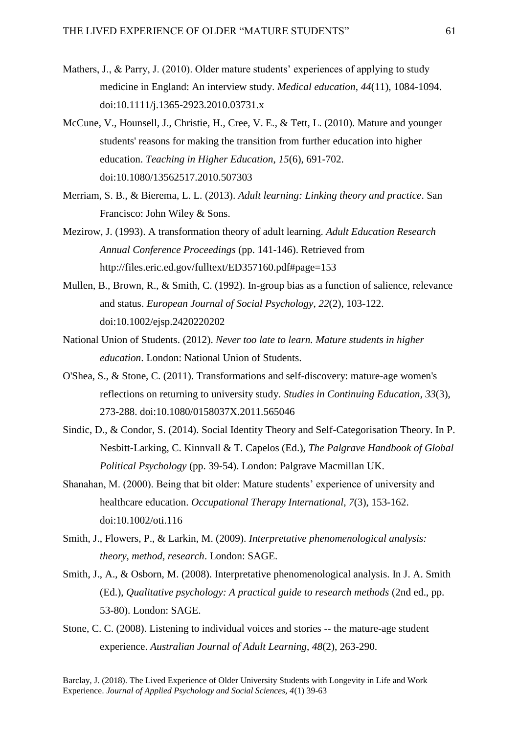Mathers, J., & Parry, J. (2010). Older mature students' experiences of applying to study medicine in England: An interview study. *Medical education*, *44*(11), 1084-1094. doi:10.1111/j.1365-2923.2010.03731.x

McCune, V., Hounsell, J., Christie, H., Cree, V. E., & Tett, L. (2010). Mature and younger students' reasons for making the transition from further education into higher education. *Teaching in Higher Education*, *15*(6), 691-702. doi:10.1080/13562517.2010.507303

Merriam, S. B., & Bierema, L. L. (2013). *Adult learning: Linking theory and practice*. San Francisco: John Wiley & Sons.

Mezirow, J. (1993). A transformation theory of adult learning. *Adult Education Research Annual Conference Proceedings* (pp. 141-146). Retrieved from http://files.eric.ed.gov/fulltext/ED357160.pdf#page=153

Mullen, B., Brown, R., & Smith, C. (1992). In-group bias as a function of salience, relevance and status. *European Journal of Social Psychology*, *22*(2), 103-122. doi:10.1002/ejsp.2420220202

National Union of Students. (2012). *Never too late to learn. Mature students in higher education*. London: National Union of Students.

O'Shea, S., & Stone, C. (2011). Transformations and self-discovery: mature-age women's reflections on returning to university study. *Studies in Continuing Education*, *33*(3), 273-288. doi:10.1080/0158037X.2011.565046

Sindic, D., & Condor, S. (2014). Social Identity Theory and Self-Categorisation Theory. In P. Nesbitt-Larking, C. Kinnvall & T. Capelos (Ed.), *The Palgrave Handbook of Global Political Psychology* (pp. 39-54). London: Palgrave Macmillan UK.

Shanahan, M. (2000). Being that bit older: Mature students' experience of university and healthcare education. *Occupational Therapy International*, *7*(3), 153-162. doi:10.1002/oti.116

Smith, J., Flowers, P., & Larkin, M. (2009). *Interpretative phenomenological analysis: theory, method, research*. London: SAGE.

Smith, J., A., & Osborn, M. (2008). Interpretative phenomenological analysis. In J. A. Smith (Ed.), *Qualitative psychology: A practical guide to research methods* (2nd ed., pp. 53-80). London: SAGE.

Stone, C. C. (2008). Listening to individual voices and stories -- the mature-age student experience. *Australian Journal of Adult Learning*, *48*(2), 263-290.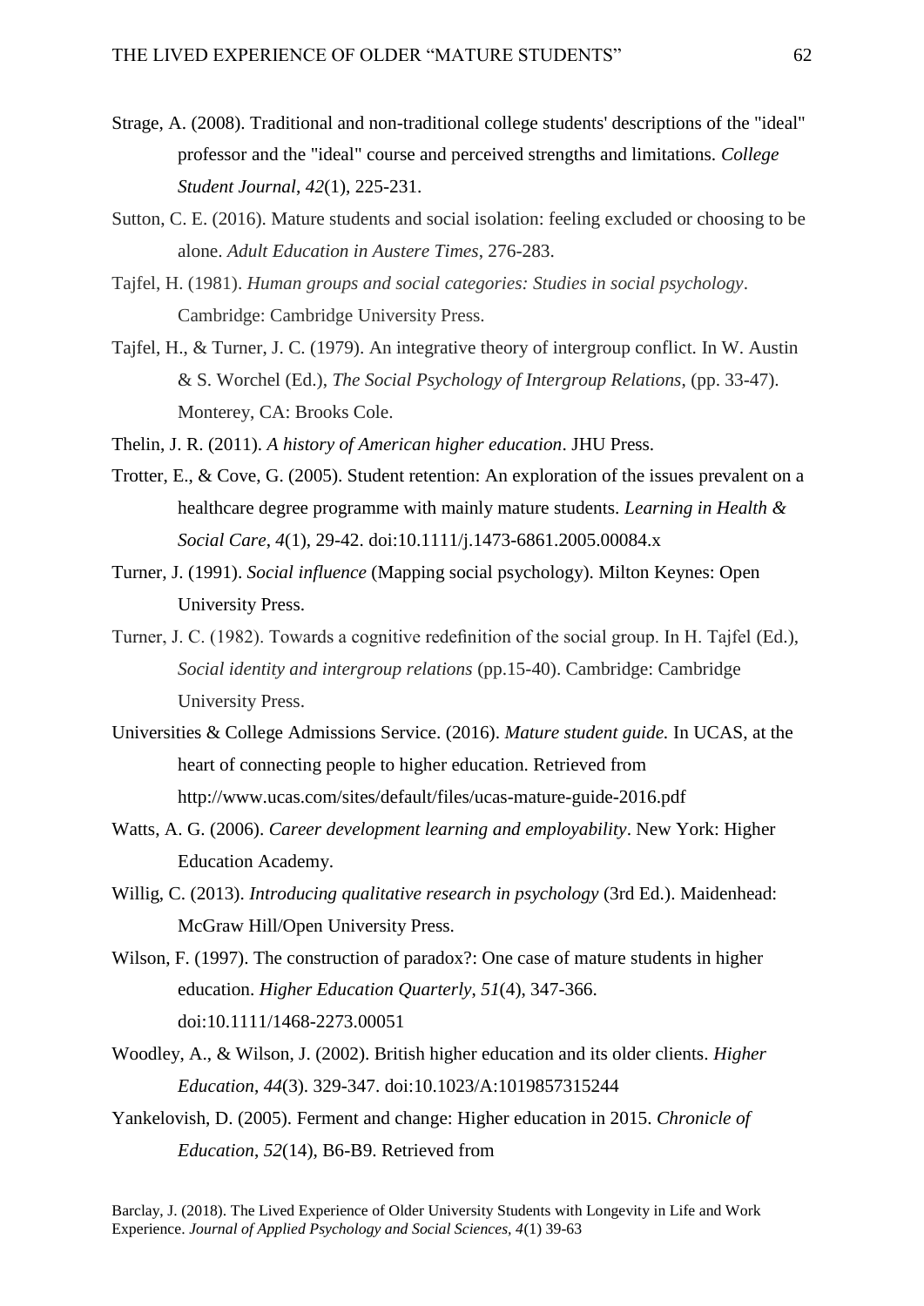Strage, A. (2008). Traditional and non-traditional college students' descriptions of the "ideal" professor and the "ideal" course and perceived strengths and limitations. *College Student Journal*, *42*(1), 225-231.

Sutton, C. E. (2016). Mature students and social isolation: feeling excluded or choosing to be alone. *Adult Education in Austere Times*, 276-283.

Tajfel, H. (1981). *Human groups and social categories: Studies in social psychology*. Cambridge: Cambridge University Press.

Tajfel, H., & Turner, J. C. (1979). An integrative theory of intergroup conflict. In W. Austin & S. Worchel (Ed.), *The Social Psychology of Intergroup Relations*, (pp. 33-47). Monterey, CA: Brooks Cole.

Thelin, J. R. (2011). *A history of American higher education*. JHU Press.

Trotter, E., & Cove, G. (2005). Student retention: An exploration of the issues prevalent on a healthcare degree programme with mainly mature students. *Learning in Health & Social Care*, *4*(1), 29-42. doi:10.1111/j.1473-6861.2005.00084.x

Turner, J. (1991). *Social influence* (Mapping social psychology). Milton Keynes: Open University Press.

Turner, J. C. (1982). Towards a cognitive redefinition of the social group. In H. Tajfel (Ed.), *Social identity and intergroup relations* (pp.15-40). Cambridge: Cambridge University Press.

Universities & College Admissions Service. (2016). *Mature student guide.* In UCAS, at the heart of connecting people to higher education. Retrieved from http://www.ucas.com/sites/default/files/ucas-mature-guide-2016.pdf

Watts, A. G. (2006). *Career development learning and employability*. New York: Higher Education Academy.

Willig, C. (2013). *Introducing qualitative research in psychology* (3rd Ed.). Maidenhead: McGraw Hill/Open University Press.

Wilson, F. (1997). The construction of paradox?: One case of mature students in higher education. *Higher Education Quarterly*, *51*(4), 347-366. doi:10.1111/1468-2273.00051

Woodley, A., & Wilson, J. (2002). British higher education and its older clients. *Higher Education*, *44*(3). 329-347. doi:10.1023/A:1019857315244

Yankelovish, D. (2005). Ferment and change: Higher education in 2015. *Chronicle of Education*, *52*(14), B6-B9. Retrieved from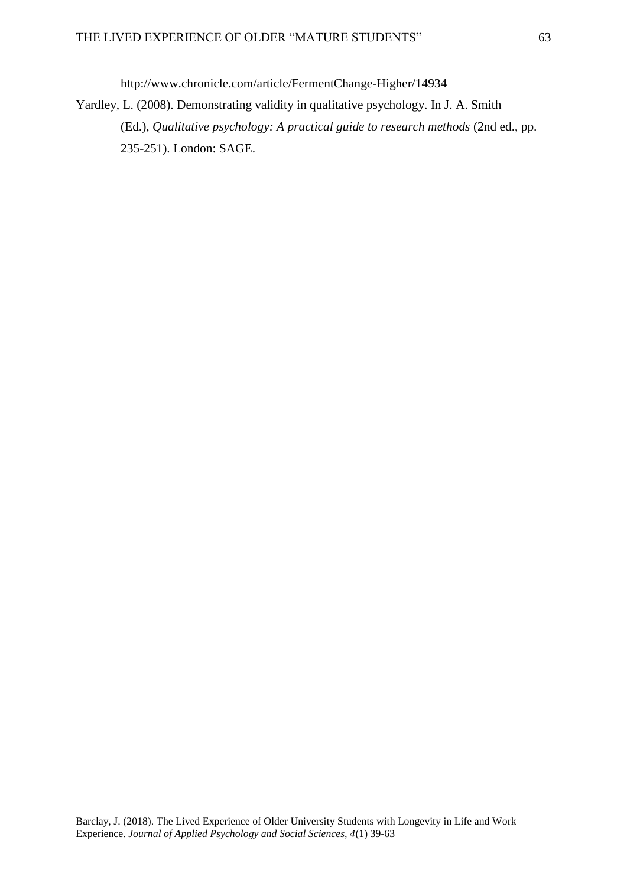http://www.chronicle.com/article/FermentChange-Higher/14934

Yardley, L. (2008). Demonstrating validity in qualitative psychology. In J. A. Smith (Ed.), *Qualitative psychology: A practical guide to research methods* (2nd ed., pp. 235-251). London: SAGE.